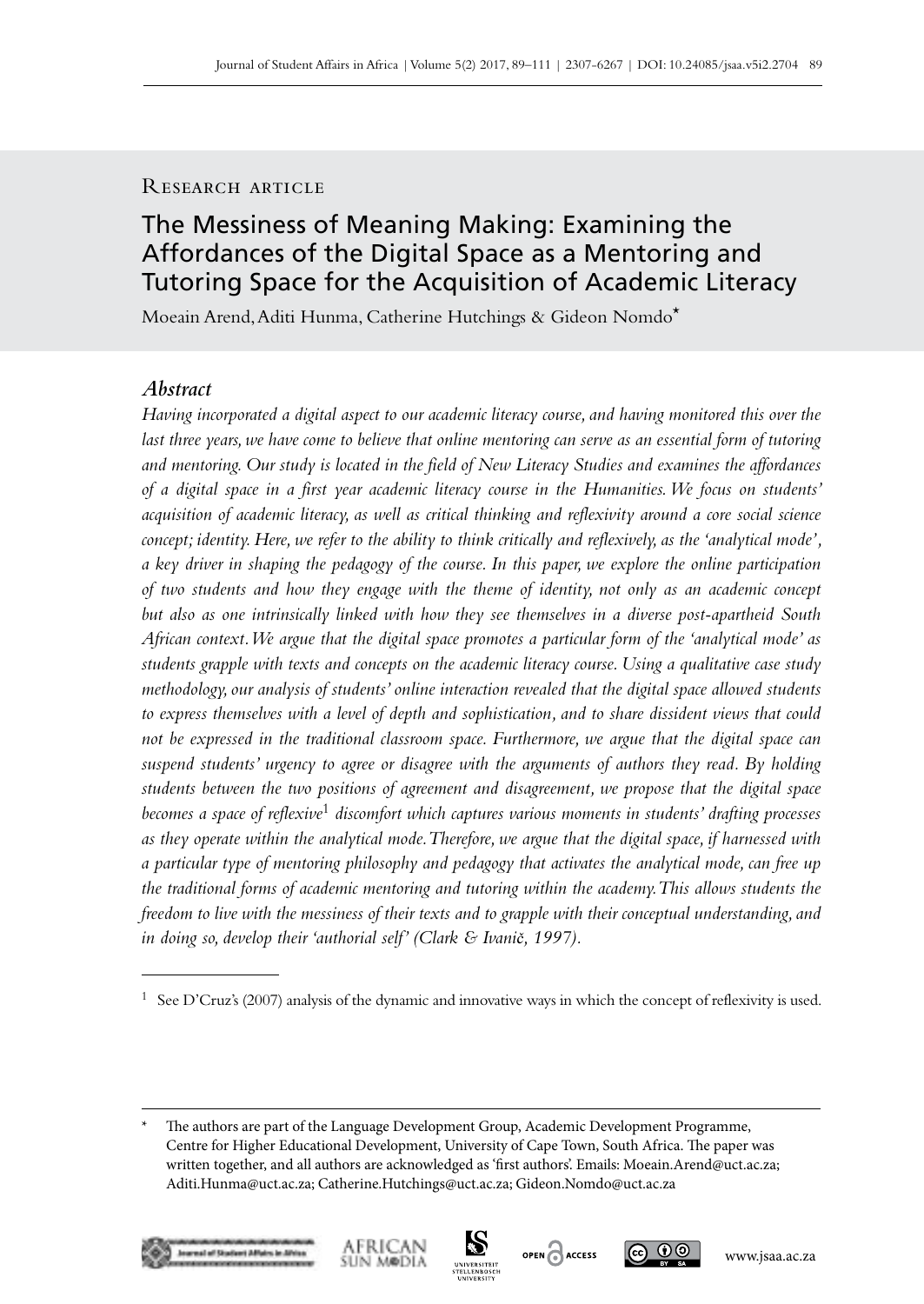Research article

# The Messiness of Meaning Making: Examining the Affordances of the Digital Space as a Mentoring and Tutoring Space for the Acquisition of Academic Literacy

Moeain Arend, Aditi Hunma, Catherine Hutchings & Gideon Nomdo*

## *Abstract*

*Having incorporated a digital aspect to our academic literacy course, and having monitored this over the last three years, we have come to believe that online mentoring can serve as an essential form of tutoring and mentoring. Our study is located in the field of New Literacy Studies and examines the affordances of a digital space in a first year academic literacy course in the Humanities. We focus on students' acquisition of academic literacy, as well as critical thinking and reflexivity around a core social science concept; identity. Here, we refer to the ability to think critically and reflexively, as the 'analytical mode', a key driver in shaping the pedagogy of the course. In this paper, we explore the online participation of two students and how they engage with the theme of identity, not only as an academic concept but also as one intrinsically linked with how they see themselves in a diverse post-apartheid South African context. We argue that the digital space promotes a particular form of the 'analytical mode' as students grapple with texts and concepts on the academic literacy course. Using a qualitative case study methodology, our analysis of students' online interaction revealed that the digital space allowed students to express themselves with a level of depth and sophistication, and to share dissident views that could not be expressed in the traditional classroom space. Furthermore, we argue that the digital space can suspend students' urgency to agree or disagree with the arguments of authors they read. By holding students between the two positions of agreement and disagreement, we propose that the digital space becomes a space of reflexive[1] discomfort which captures various moments in students' drafting processes as they operate within the analytical mode. Therefore, we argue that the digital space, if harnessed with a particular type of mentoring philosophy and pedagogy that activates the analytical mode, can free up the traditional forms of academic mentoring and tutoring within the academy. This allows students the freedom to live with the messiness of their texts and to grapple with their conceptual understanding, and in doing so, develop their 'authorial self' (Clark & Ivanič, 1997).*

---

[1] See D'Cruz's (2007) analysis of the dynamic and innovative ways in which the concept of reflexivity is used.

---

\* The authors are part of the Language Development Group, Academic Development Programme, Centre for Higher Educational Development, University of Cape Town, South Africa. The paper was written together, and all authors are acknowledged as 'first authors'. Emails: Moeain.Arend@uct.ac.za; Aditi.Hunma@uct.ac.za; Catherine.Hutchings@uct.ac.za; Gideon.Nomdo@uct.ac.za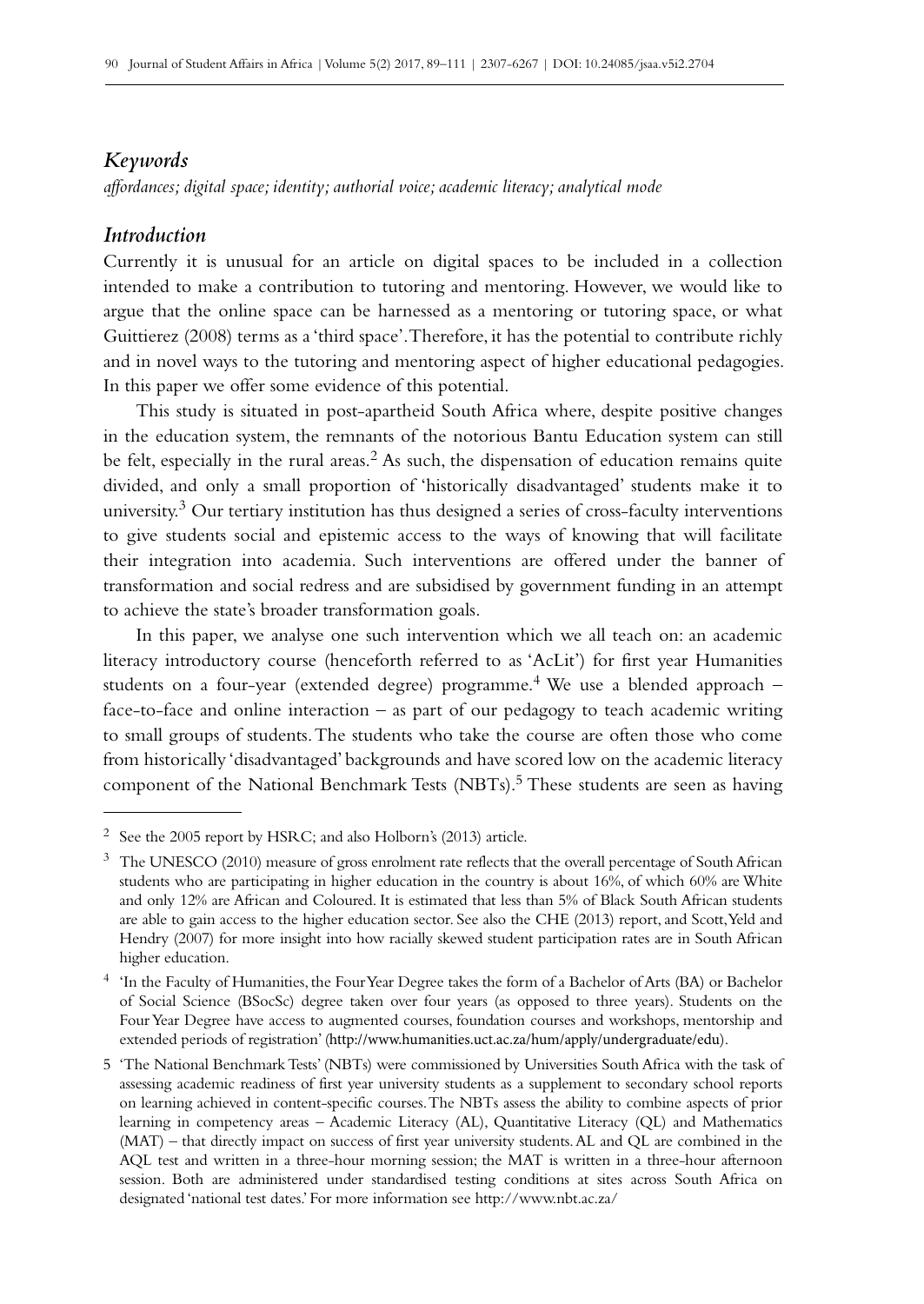## *Keywords*

*affordances; digital space; identity; authorial voice; academic literacy; analytical mode*

## *Introduction*

Currently it is unusual for an article on digital spaces to be included in a collection intended to make a contribution to tutoring and mentoring. However, we would like to argue that the online space can be harnessed as a mentoring or tutoring space, or what Guittierez (2008) terms as a 'third space'. Therefore, it has the potential to contribute richly and in novel ways to the tutoring and mentoring aspect of higher educational pedagogies. In this paper we offer some evidence of this potential.

This study is situated in post-apartheid South Africa where, despite positive changes in the education system, the remnants of the notorious Bantu Education system can still be felt, especially in the rural areas.[2] As such, the dispensation of education remains quite divided, and only a small proportion of 'historically disadvantaged' students make it to university.[3] Our tertiary institution has thus designed a series of cross-faculty interventions to give students social and epistemic access to the ways of knowing that will facilitate their integration into academia. Such interventions are offered under the banner of transformation and social redress and are subsidised by government funding in an attempt to achieve the state's broader transformation goals.

In this paper, we analyse one such intervention which we all teach on: an academic literacy introductory course (henceforth referred to as 'AcLit') for first year Humanities students on a four-year (extended degree) programme.[4] We use a blended approach – face-to-face and online interaction – as part of our pedagogy to teach academic writing to small groups of students. The students who take the course are often those who come from historically 'disadvantaged' backgrounds and have scored low on the academic literacy component of the National Benchmark Tests (NBTs).[5] These students are seen as having

---

[2] See the 2005 report by HSRC; and also Holborn's (2013) article.

[3] The UNESCO (2010) measure of gross enrolment rate reflects that the overall percentage of South African students who are participating in higher education in the country is about 16%, of which 60% are White and only 12% are African and Coloured. It is estimated that less than 5% of Black South African students are able to gain access to the higher education sector. See also the CHE (2013) report, and Scott, Yeld and Hendry (2007) for more insight into how racially skewed student participation rates are in South African higher education.

[4] 'In the Faculty of Humanities, the Four Year Degree takes the form of a Bachelor of Arts (BA) or Bachelor of Social Science (BSocSc) degree taken over four years (as opposed to three years). Students on the Four Year Degree have access to augmented courses, foundation courses and workshops, mentorship and extended periods of registration' (http://www.humanities.uct.ac.za/hum/apply/undergraduate/edu).

[5] 'The National Benchmark Tests' (NBTs) were commissioned by Universities South Africa with the task of assessing academic readiness of first year university students as a supplement to secondary school reports on learning achieved in content-specific courses. The NBTs assess the ability to combine aspects of prior learning in competency areas – Academic Literacy (AL), Quantitative Literacy (QL) and Mathematics (MAT) – that directly impact on success of first year university students. AL and QL are combined in the AQL test and written in a three-hour morning session; the MAT is written in a three-hour afternoon session. Both are administered under standardised testing conditions at sites across South Africa on designated 'national test dates.' For more information see http://www.nbt.ac.za/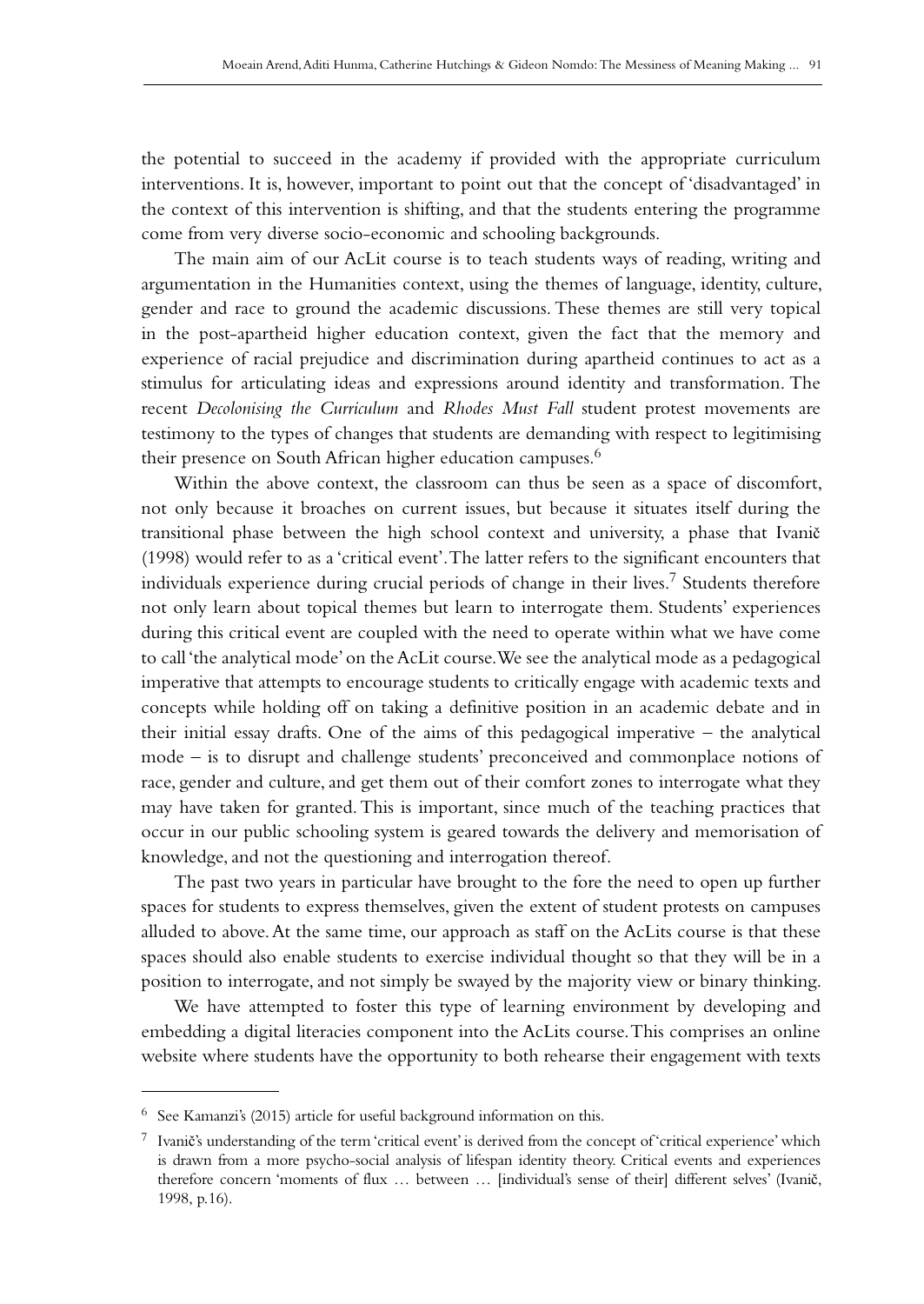the potential to succeed in the academy if provided with the appropriate curriculum interventions. It is, however, important to point out that the concept of 'disadvantaged' in the context of this intervention is shifting, and that the students entering the programme come from very diverse socio-economic and schooling backgrounds.

The main aim of our AcLit course is to teach students ways of reading, writing and argumentation in the Humanities context, using the themes of language, identity, culture, gender and race to ground the academic discussions. These themes are still very topical in the post-apartheid higher education context, given the fact that the memory and experience of racial prejudice and discrimination during apartheid continues to act as a stimulus for articulating ideas and expressions around identity and transformation. The recent *Decolonising the Curriculum* and *Rhodes Must Fall* student protest movements are testimony to the types of changes that students are demanding with respect to legitimising their presence on South African higher education campuses.[6]

Within the above context, the classroom can thus be seen as a space of discomfort, not only because it broaches on current issues, but because it situates itself during the transitional phase between the high school context and university, a phase that Ivanič (1998) would refer to as a 'critical event'. The latter refers to the significant encounters that individuals experience during crucial periods of change in their lives.[7] Students therefore not only learn about topical themes but learn to interrogate them. Students' experiences during this critical event are coupled with the need to operate within what we have come to call 'the analytical mode' on the AcLit course. We see the analytical mode as a pedagogical imperative that attempts to encourage students to critically engage with academic texts and concepts while holding off on taking a definitive position in an academic debate and in their initial essay drafts. One of the aims of this pedagogical imperative – the analytical mode – is to disrupt and challenge students' preconceived and commonplace notions of race, gender and culture, and get them out of their comfort zones to interrogate what they may have taken for granted. This is important, since much of the teaching practices that occur in our public schooling system is geared towards the delivery and memorisation of knowledge, and not the questioning and interrogation thereof.

The past two years in particular have brought to the fore the need to open up further spaces for students to express themselves, given the extent of student protests on campuses alluded to above. At the same time, our approach as staff on the AcLits course is that these spaces should also enable students to exercise individual thought so that they will be in a position to interrogate, and not simply be swayed by the majority view or binary thinking.

We have attempted to foster this type of learning environment by developing and embedding a digital literacies component into the AcLits course. This comprises an online website where students have the opportunity to both rehearse their engagement with texts

---

[6] See Kamanzi's (2015) article for useful background information on this.

[7] Ivanič's understanding of the term 'critical event' is derived from the concept of 'critical experience' which is drawn from a more psycho-social analysis of lifespan identity theory. Critical events and experiences therefore concern 'moments of flux … between … [individual's sense of their] different selves' (Ivanič, 1998, p.16).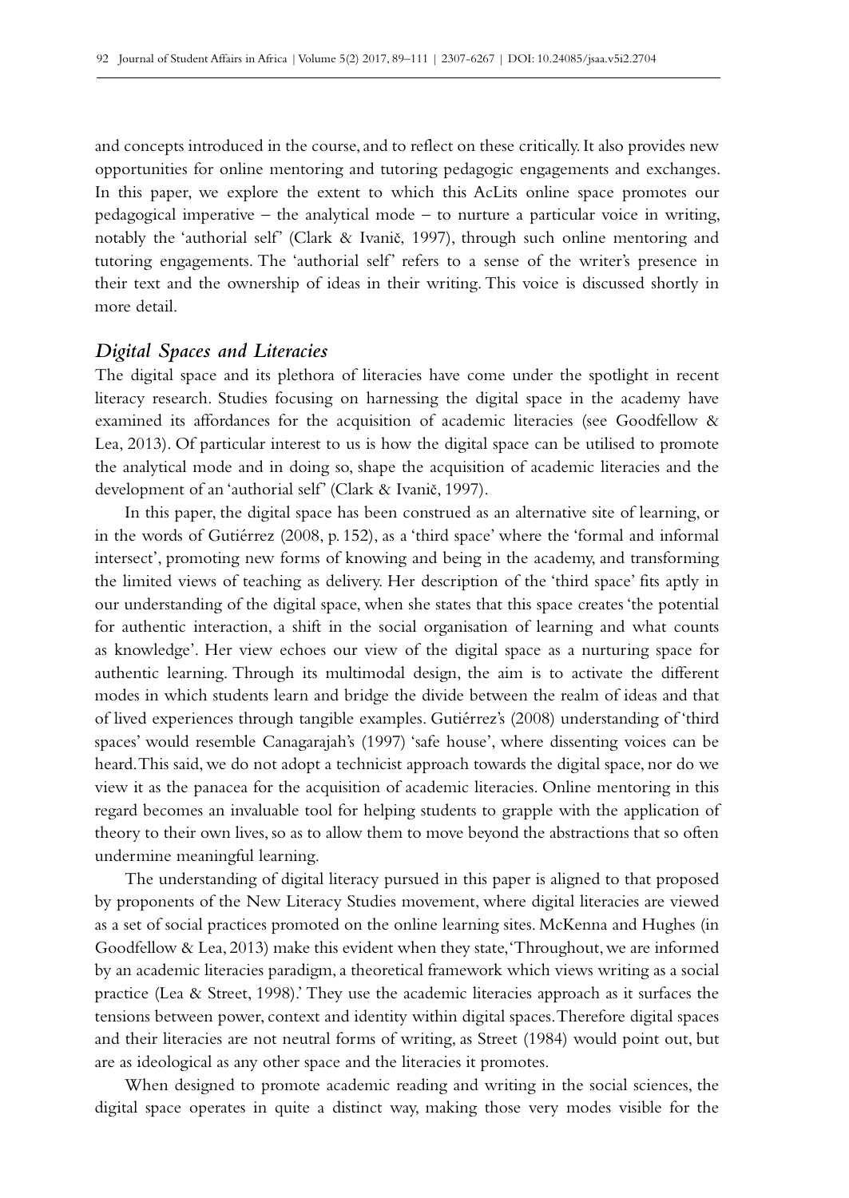and concepts introduced in the course, and to reflect on these critically. It also provides new opportunities for online mentoring and tutoring pedagogic engagements and exchanges. In this paper, we explore the extent to which this AcLits online space promotes our pedagogical imperative – the analytical mode – to nurture a particular voice in writing, notably the 'authorial self' (Clark & Ivanič, 1997), through such online mentoring and tutoring engagements. The 'authorial self' refers to a sense of the writer's presence in their text and the ownership of ideas in their writing. This voice is discussed shortly in more detail.

### *Digital Spaces and Literacies*

The digital space and its plethora of literacies have come under the spotlight in recent literacy research. Studies focusing on harnessing the digital space in the academy have examined its affordances for the acquisition of academic literacies (see Goodfellow & Lea, 2013). Of particular interest to us is how the digital space can be utilised to promote the analytical mode and in doing so, shape the acquisition of academic literacies and the development of an 'authorial self' (Clark & Ivanič, 1997).

In this paper, the digital space has been construed as an alternative site of learning, or in the words of Gutiérrez (2008, p. 152), as a 'third space' where the 'formal and informal intersect', promoting new forms of knowing and being in the academy, and transforming the limited views of teaching as delivery. Her description of the 'third space' fits aptly in our understanding of the digital space, when she states that this space creates 'the potential for authentic interaction, a shift in the social organisation of learning and what counts as knowledge'. Her view echoes our view of the digital space as a nurturing space for authentic learning. Through its multimodal design, the aim is to activate the different modes in which students learn and bridge the divide between the realm of ideas and that of lived experiences through tangible examples. Gutiérrez's (2008) understanding of 'third spaces' would resemble Canagarajah's (1997) 'safe house', where dissenting voices can be heard. This said, we do not adopt a technicist approach towards the digital space, nor do we view it as the panacea for the acquisition of academic literacies. Online mentoring in this regard becomes an invaluable tool for helping students to grapple with the application of theory to their own lives, so as to allow them to move beyond the abstractions that so often undermine meaningful learning.

The understanding of digital literacy pursued in this paper is aligned to that proposed by proponents of the New Literacy Studies movement, where digital literacies are viewed as a set of social practices promoted on the online learning sites. McKenna and Hughes (in Goodfellow & Lea, 2013) make this evident when they state, 'Throughout, we are informed by an academic literacies paradigm, a theoretical framework which views writing as a social practice (Lea & Street, 1998).' They use the academic literacies approach as it surfaces the tensions between power, context and identity within digital spaces. Therefore digital spaces and their literacies are not neutral forms of writing, as Street (1984) would point out, but are as ideological as any other space and the literacies it promotes.

When designed to promote academic reading and writing in the social sciences, the digital space operates in quite a distinct way, making those very modes visible for the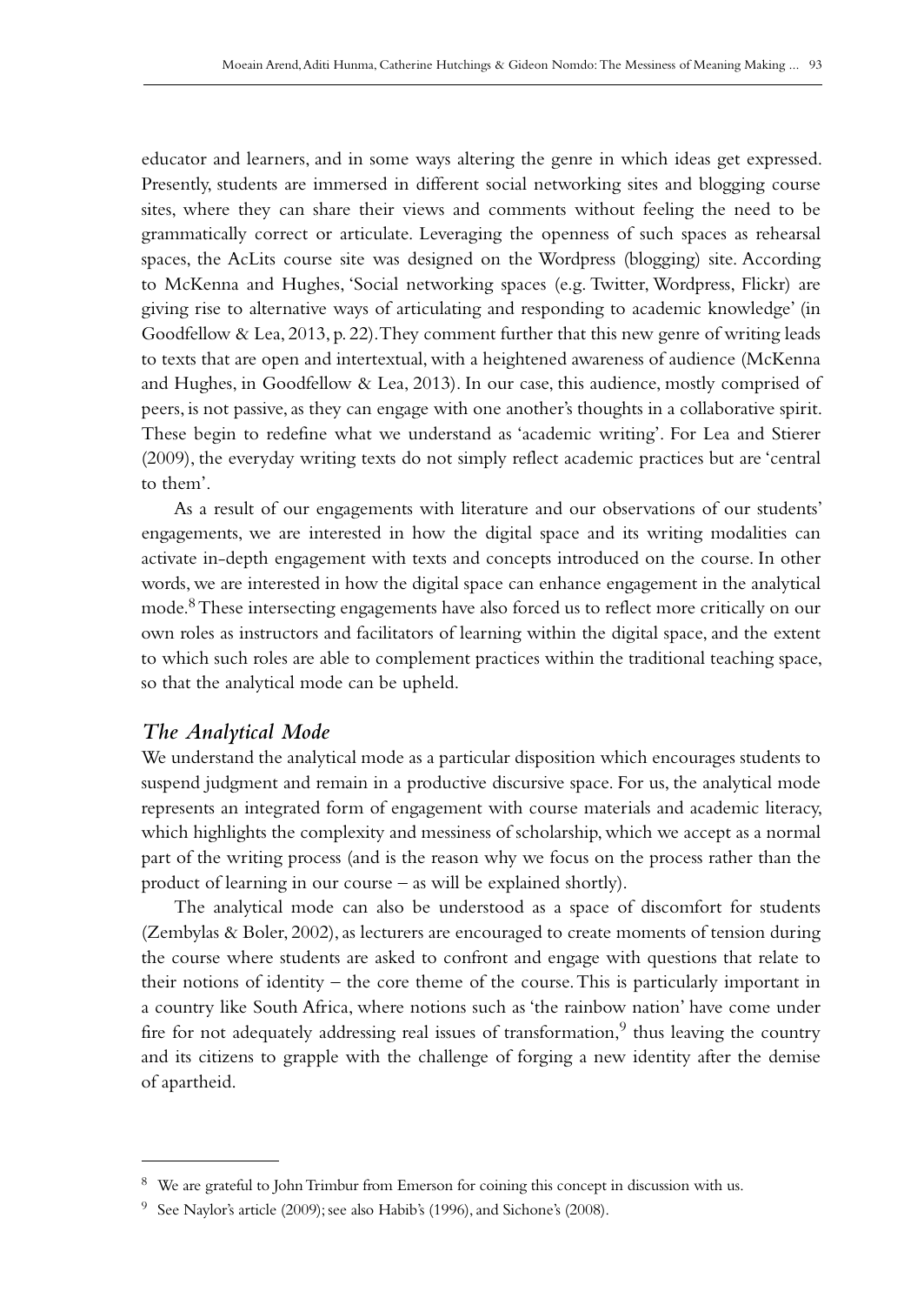educator and learners, and in some ways altering the genre in which ideas get expressed. Presently, students are immersed in different social networking sites and blogging course sites, where they can share their views and comments without feeling the need to be grammatically correct or articulate. Leveraging the openness of such spaces as rehearsal spaces, the AcLits course site was designed on the Wordpress (blogging) site. According to McKenna and Hughes, 'Social networking spaces (e.g. Twitter, Wordpress, Flickr) are giving rise to alternative ways of articulating and responding to academic knowledge' (in Goodfellow & Lea, 2013, p. 22). They comment further that this new genre of writing leads to texts that are open and intertextual, with a heightened awareness of audience (McKenna and Hughes, in Goodfellow & Lea, 2013). In our case, this audience, mostly comprised of peers, is not passive, as they can engage with one another's thoughts in a collaborative spirit. These begin to redefine what we understand as 'academic writing'. For Lea and Stierer (2009), the everyday writing texts do not simply reflect academic practices but are 'central to them'.

As a result of our engagements with literature and our observations of our students' engagements, we are interested in how the digital space and its writing modalities can activate in-depth engagement with texts and concepts introduced on the course. In other words, we are interested in how the digital space can enhance engagement in the analytical mode.[8] These intersecting engagements have also forced us to reflect more critically on our own roles as instructors and facilitators of learning within the digital space, and the extent to which such roles are able to complement practices within the traditional teaching space, so that the analytical mode can be upheld.

### *The Analytical Mode*

We understand the analytical mode as a particular disposition which encourages students to suspend judgment and remain in a productive discursive space. For us, the analytical mode represents an integrated form of engagement with course materials and academic literacy, which highlights the complexity and messiness of scholarship, which we accept as a normal part of the writing process (and is the reason why we focus on the process rather than the product of learning in our course – as will be explained shortly).

The analytical mode can also be understood as a space of discomfort for students (Zembylas & Boler, 2002), as lecturers are encouraged to create moments of tension during the course where students are asked to confront and engage with questions that relate to their notions of identity – the core theme of the course. This is particularly important in a country like South Africa, where notions such as 'the rainbow nation' have come under fire for not adequately addressing real issues of transformation,[9] thus leaving the country and its citizens to grapple with the challenge of forging a new identity after the demise of apartheid.

---

[8] We are grateful to John Trimbur from Emerson for coining this concept in discussion with us.

[9] See Naylor's article (2009); see also Habib's (1996), and Sichone's (2008).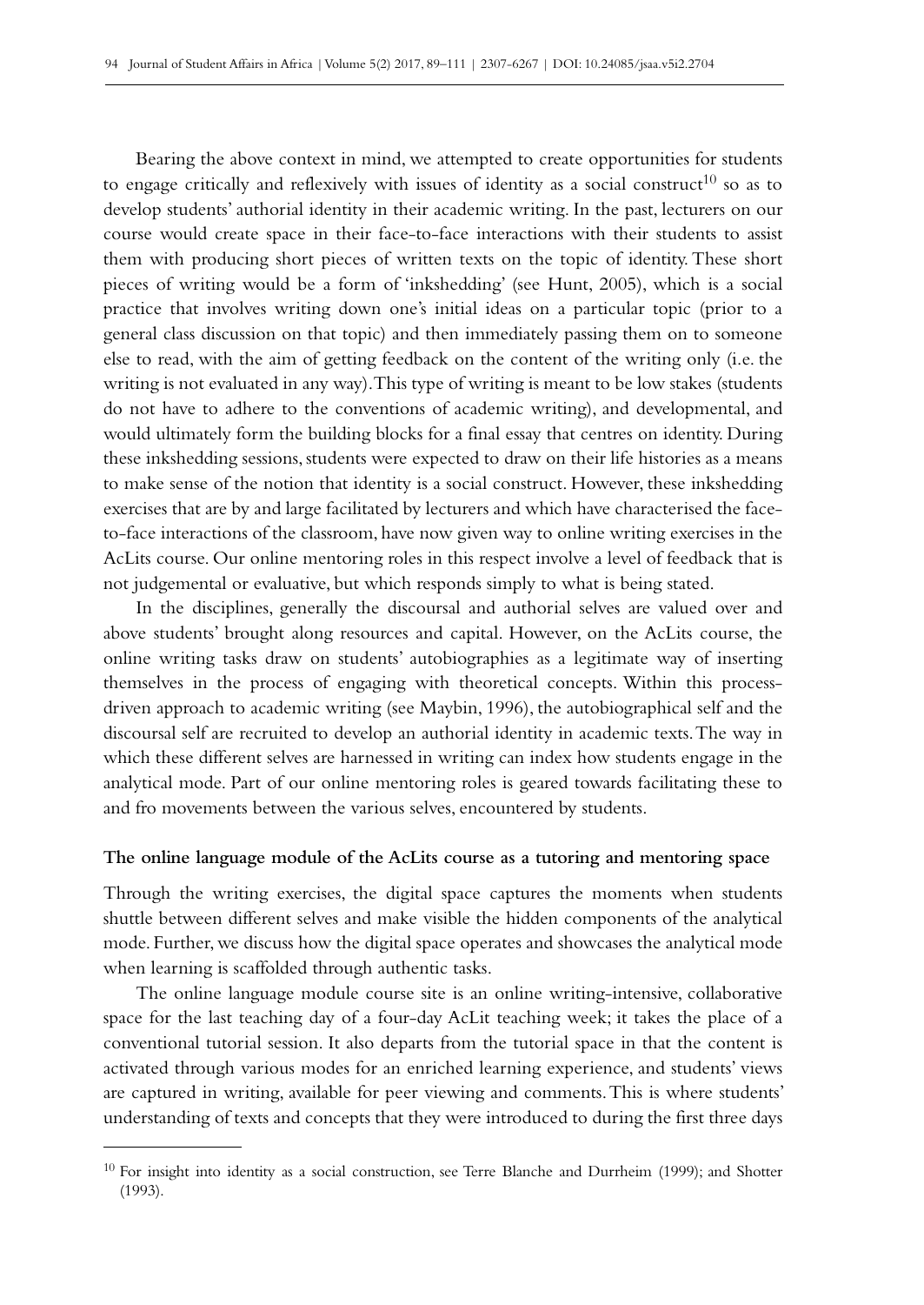Bearing the above context in mind, we attempted to create opportunities for students to engage critically and reflexively with issues of identity as a social construct[10] so as to develop students' authorial identity in their academic writing. In the past, lecturers on our course would create space in their face-to-face interactions with their students to assist them with producing short pieces of written texts on the topic of identity. These short pieces of writing would be a form of 'inkshedding' (see Hunt, 2005), which is a social practice that involves writing down one's initial ideas on a particular topic (prior to a general class discussion on that topic) and then immediately passing them on to someone else to read, with the aim of getting feedback on the content of the writing only (i.e. the writing is not evaluated in any way). This type of writing is meant to be low stakes (students do not have to adhere to the conventions of academic writing), and developmental, and would ultimately form the building blocks for a final essay that centres on identity. During these inkshedding sessions, students were expected to draw on their life histories as a means to make sense of the notion that identity is a social construct. However, these inkshedding exercises that are by and large facilitated by lecturers and which have characterised the face-to-face interactions of the classroom, have now given way to online writing exercises in the AcLits course. Our online mentoring roles in this respect involve a level of feedback that is not judgemental or evaluative, but which responds simply to what is being stated.

In the disciplines, generally the discoursal and authorial selves are valued over and above students' brought along resources and capital. However, on the AcLits course, the online writing tasks draw on students' autobiographies as a legitimate way of inserting themselves in the process of engaging with theoretical concepts. Within this process-driven approach to academic writing (see Maybin, 1996), the autobiographical self and the discoursal self are recruited to develop an authorial identity in academic texts. The way in which these different selves are harnessed in writing can index how students engage in the analytical mode. Part of our online mentoring roles is geared towards facilitating these to and fro movements between the various selves, encountered by students.

**The online language module of the AcLits course as a tutoring and mentoring space**

Through the writing exercises, the digital space captures the moments when students shuttle between different selves and make visible the hidden components of the analytical mode. Further, we discuss how the digital space operates and showcases the analytical mode when learning is scaffolded through authentic tasks.

The online language module course site is an online writing-intensive, collaborative space for the last teaching day of a four-day AcLit teaching week; it takes the place of a conventional tutorial session. It also departs from the tutorial space in that the content is activated through various modes for an enriched learning experience, and students' views are captured in writing, available for peer viewing and comments. This is where students' understanding of texts and concepts that they were introduced to during the first three days

[10] For insight into identity as a social construction, see Terre Blanche and Durrheim (1999); and Shotter (1993).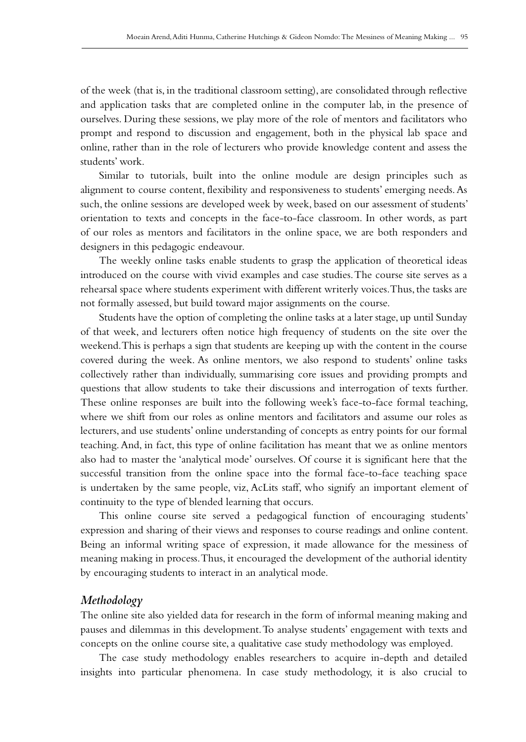of the week (that is, in the traditional classroom setting), are consolidated through reflective and application tasks that are completed online in the computer lab, in the presence of ourselves. During these sessions, we play more of the role of mentors and facilitators who prompt and respond to discussion and engagement, both in the physical lab space and online, rather than in the role of lecturers who provide knowledge content and assess the students' work.

Similar to tutorials, built into the online module are design principles such as alignment to course content, flexibility and responsiveness to students' emerging needs. As such, the online sessions are developed week by week, based on our assessment of students' orientation to texts and concepts in the face-to-face classroom. In other words, as part of our roles as mentors and facilitators in the online space, we are both responders and designers in this pedagogic endeavour.

The weekly online tasks enable students to grasp the application of theoretical ideas introduced on the course with vivid examples and case studies. The course site serves as a rehearsal space where students experiment with different writerly voices. Thus, the tasks are not formally assessed, but build toward major assignments on the course.

Students have the option of completing the online tasks at a later stage, up until Sunday of that week, and lecturers often notice high frequency of students on the site over the weekend. This is perhaps a sign that students are keeping up with the content in the course covered during the week. As online mentors, we also respond to students' online tasks collectively rather than individually, summarising core issues and providing prompts and questions that allow students to take their discussions and interrogation of texts further. These online responses are built into the following week's face-to-face formal teaching, where we shift from our roles as online mentors and facilitators and assume our roles as lecturers, and use students' online understanding of concepts as entry points for our formal teaching. And, in fact, this type of online facilitation has meant that we as online mentors also had to master the 'analytical mode' ourselves. Of course it is significant here that the successful transition from the online space into the formal face-to-face teaching space is undertaken by the same people, viz, AcLits staff, who signify an important element of continuity to the type of blended learning that occurs.

This online course site served a pedagogical function of encouraging students' expression and sharing of their views and responses to course readings and online content. Being an informal writing space of expression, it made allowance for the messiness of meaning making in process. Thus, it encouraged the development of the authorial identity by encouraging students to interact in an analytical mode.

### *Methodology*

The online site also yielded data for research in the form of informal meaning making and pauses and dilemmas in this development. To analyse students' engagement with texts and concepts on the online course site, a qualitative case study methodology was employed.

The case study methodology enables researchers to acquire in-depth and detailed insights into particular phenomena. In case study methodology, it is also crucial to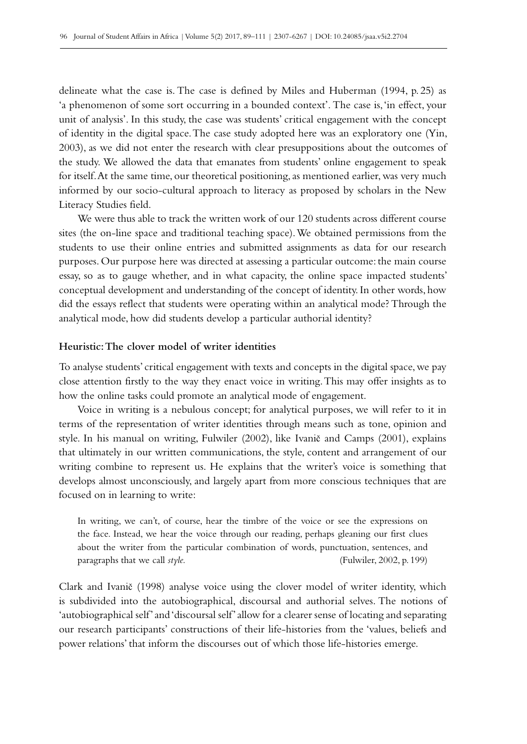delineate what the case is. The case is defined by Miles and Huberman (1994, p. 25) as 'a phenomenon of some sort occurring in a bounded context'. The case is, 'in effect, your unit of analysis'. In this study, the case was students' critical engagement with the concept of identity in the digital space. The case study adopted here was an exploratory one (Yin, 2003), as we did not enter the research with clear presuppositions about the outcomes of the study. We allowed the data that emanates from students' online engagement to speak for itself. At the same time, our theoretical positioning, as mentioned earlier, was very much informed by our socio-cultural approach to literacy as proposed by scholars in the New Literacy Studies field.

We were thus able to track the written work of our 120 students across different course sites (the on-line space and traditional teaching space). We obtained permissions from the students to use their online entries and submitted assignments as data for our research purposes. Our purpose here was directed at assessing a particular outcome: the main course essay, so as to gauge whether, and in what capacity, the online space impacted students' conceptual development and understanding of the concept of identity. In other words, how did the essays reflect that students were operating within an analytical mode? Through the analytical mode, how did students develop a particular authorial identity?

**Heuristic: The clover model of writer identities**

To analyse students' critical engagement with texts and concepts in the digital space, we pay close attention firstly to the way they enact voice in writing. This may offer insights as to how the online tasks could promote an analytical mode of engagement.

Voice in writing is a nebulous concept; for analytical purposes, we will refer to it in terms of the representation of writer identities through means such as tone, opinion and style. In his manual on writing, Fulwiler (2002), like Ivanič and Camps (2001), explains that ultimately in our written communications, the style, content and arrangement of our writing combine to represent us. He explains that the writer's voice is something that develops almost unconsciously, and largely apart from more conscious techniques that are focused on in learning to write:

> In writing, we can't, of course, hear the timbre of the voice or see the expressions on the face. Instead, we hear the voice through our reading, perhaps gleaning our first clues about the writer from the particular combination of words, punctuation, sentences, and paragraphs that we call *style.* (Fulwiler, 2002, p. 199)

Clark and Ivanič (1998) analyse voice using the clover model of writer identity, which is subdivided into the autobiographical, discoursal and authorial selves. The notions of 'autobiographical self' and 'discoursal self' allow for a clearer sense of locating and separating our research participants' constructions of their life-histories from the 'values, beliefs and power relations' that inform the discourses out of which those life-histories emerge.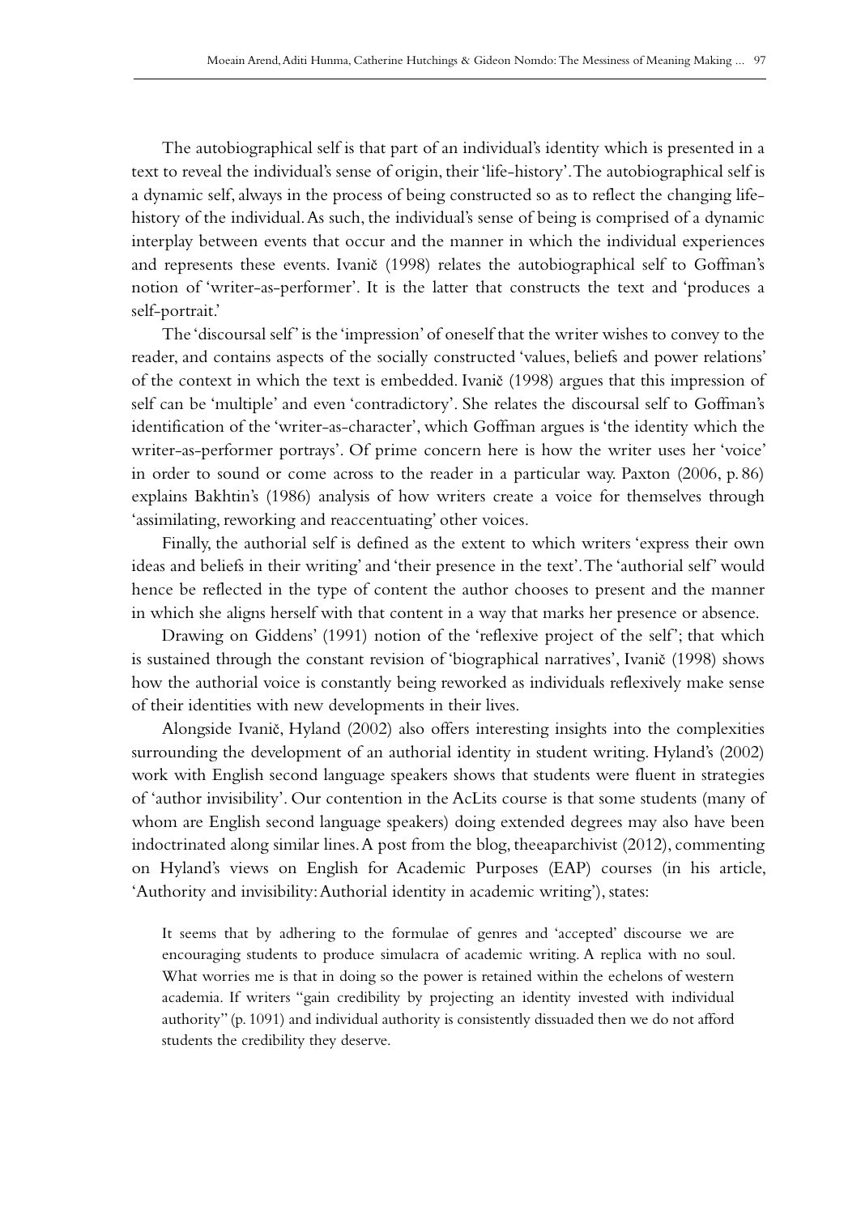The autobiographical self is that part of an individual's identity which is presented in a text to reveal the individual's sense of origin, their 'life-history'. The autobiographical self is a dynamic self, always in the process of being constructed so as to reflect the changing life-history of the individual. As such, the individual's sense of being is comprised of a dynamic interplay between events that occur and the manner in which the individual experiences and represents these events. Ivanič (1998) relates the autobiographical self to Goffman's notion of 'writer-as-performer'. It is the latter that constructs the text and 'produces a self-portrait.'

The 'discoursal self' is the 'impression' of oneself that the writer wishes to convey to the reader, and contains aspects of the socially constructed 'values, beliefs and power relations' of the context in which the text is embedded. Ivanič (1998) argues that this impression of self can be 'multiple' and even 'contradictory'. She relates the discoursal self to Goffman's identification of the 'writer-as-character', which Goffman argues is 'the identity which the writer-as-performer portrays'. Of prime concern here is how the writer uses her 'voice' in order to sound or come across to the reader in a particular way. Paxton (2006, p. 86) explains Bakhtin's (1986) analysis of how writers create a voice for themselves through 'assimilating, reworking and reaccentuating' other voices.

Finally, the authorial self is defined as the extent to which writers 'express their own ideas and beliefs in their writing' and 'their presence in the text'. The 'authorial self' would hence be reflected in the type of content the author chooses to present and the manner in which she aligns herself with that content in a way that marks her presence or absence.

Drawing on Giddens' (1991) notion of the 'reflexive project of the self'; that which is sustained through the constant revision of 'biographical narratives', Ivanič (1998) shows how the authorial voice is constantly being reworked as individuals reflexively make sense of their identities with new developments in their lives.

Alongside Ivanič, Hyland (2002) also offers interesting insights into the complexities surrounding the development of an authorial identity in student writing. Hyland's (2002) work with English second language speakers shows that students were fluent in strategies of 'author invisibility'. Our contention in the AcLits course is that some students (many of whom are English second language speakers) doing extended degrees may also have been indoctrinated along similar lines. A post from the blog, theeaparchivist (2012), commenting on Hyland's views on English for Academic Purposes (EAP) courses (in his article, 'Authority and invisibility: Authorial identity in academic writing'), states:

> It seems that by adhering to the formulae of genres and 'accepted' discourse we are encouraging students to produce simulacra of academic writing. A replica with no soul. What worries me is that in doing so the power is retained within the echelons of western academia. If writers "gain credibility by projecting an identity invested with individual authority" (p. 1091) and individual authority is consistently dissuaded then we do not afford students the credibility they deserve.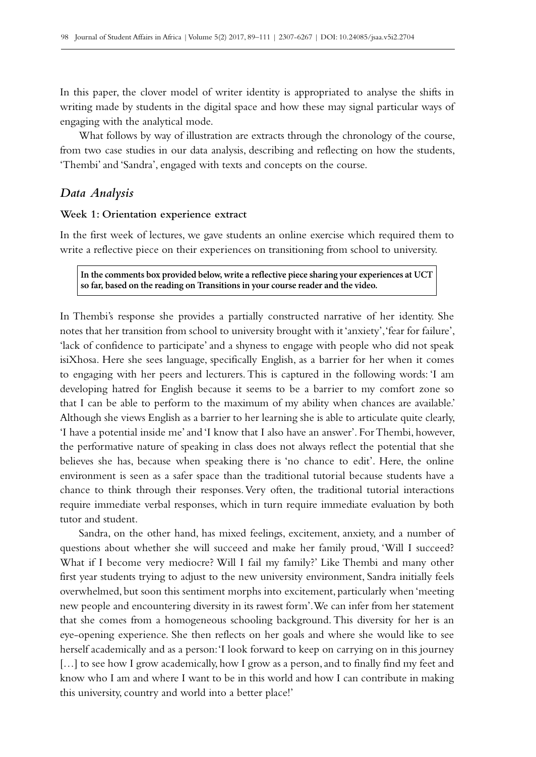In this paper, the clover model of writer identity is appropriated to analyse the shifts in writing made by students in the digital space and how these may signal particular ways of engaging with the analytical mode.

What follows by way of illustration are extracts through the chronology of the course, from two case studies in our data analysis, describing and reflecting on how the students, 'Thembi' and 'Sandra', engaged with texts and concepts on the course.

## *Data Analysis*

### Week 1: Orientation experience extract

In the first week of lectures, we gave students an online exercise which required them to write a reflective piece on their experiences on transitioning from school to university.

> **In the comments box provided below, write a reflective piece sharing your experiences at UCT so far, based on the reading on Transitions in your course reader and the video.**

In Thembi's response she provides a partially constructed narrative of her identity. She notes that her transition from school to university brought with it 'anxiety', 'fear for failure', 'lack of confidence to participate' and a shyness to engage with people who did not speak isiXhosa. Here she sees language, specifically English, as a barrier for her when it comes to engaging with her peers and lecturers. This is captured in the following words: 'I am developing hatred for English because it seems to be a barrier to my comfort zone so that I can be able to perform to the maximum of my ability when chances are available.' Although she views English as a barrier to her learning she is able to articulate quite clearly, 'I have a potential inside me' and 'I know that I also have an answer'. For Thembi, however, the performative nature of speaking in class does not always reflect the potential that she believes she has, because when speaking there is 'no chance to edit'. Here, the online environment is seen as a safer space than the traditional tutorial because students have a chance to think through their responses. Very often, the traditional tutorial interactions require immediate verbal responses, which in turn require immediate evaluation by both tutor and student.

Sandra, on the other hand, has mixed feelings, excitement, anxiety, and a number of questions about whether she will succeed and make her family proud, 'Will I succeed? What if I become very mediocre? Will I fail my family?' Like Thembi and many other first year students trying to adjust to the new university environment, Sandra initially feels overwhelmed, but soon this sentiment morphs into excitement, particularly when 'meeting new people and encountering diversity in its rawest form'. We can infer from her statement that she comes from a homogeneous schooling background. This diversity for her is an eye-opening experience. She then reflects on her goals and where she would like to see herself academically and as a person: 'I look forward to keep on carrying on in this journey […] to see how I grow academically, how I grow as a person, and to finally find my feet and know who I am and where I want to be in this world and how I can contribute in making this university, country and world into a better place!'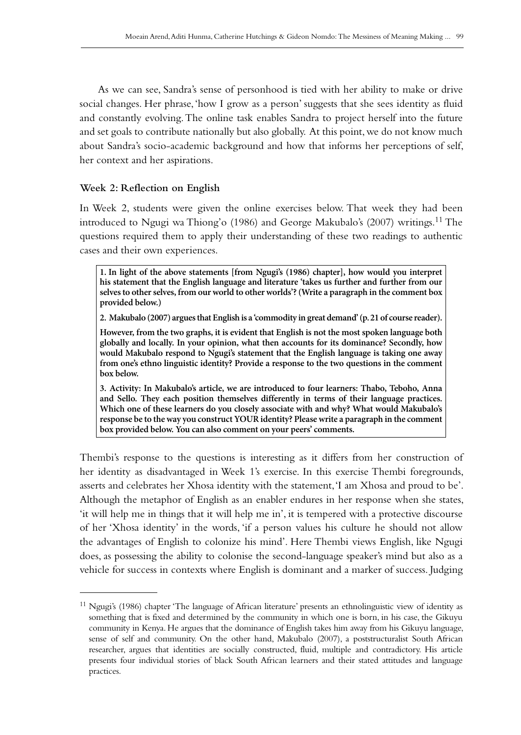As we can see, Sandra's sense of personhood is tied with her ability to make or drive social changes. Her phrase, 'how I grow as a person' suggests that she sees identity as fluid and constantly evolving. The online task enables Sandra to project herself into the future and set goals to contribute nationally but also globally. At this point, we do not know much about Sandra's socio-academic background and how that informs her perceptions of self, her context and her aspirations.

### Week 2: Reflection on English

In Week 2, students were given the online exercises below. That week they had been introduced to Ngugi wa Thiong'o (1986) and George Makubalo's (2007) writings.[11] The questions required them to apply their understanding of these two readings to authentic cases and their own experiences.

> **1. In light of the above statements [from Ngugi's (1986) chapter], how would you interpret his statement that the English language and literature 'takes us further and further from our selves to other selves, from our world to other worlds'? (Write a paragraph in the comment box provided below.)**
>
> **2. Makubalo (2007) argues that English is a 'commodity in great demand' (p. 21 of course reader).**
>
> **However, from the two graphs, it is evident that English is not the most spoken language both globally and locally. In your opinion, what then accounts for its dominance? Secondly, how would Makubalo respond to Ngugi's statement that the English language is taking one away from one's ethno linguistic identity? Provide a response to the two questions in the comment box below.**
>
> **3. Activity: In Makubalo's article, we are introduced to four learners: Thabo, Teboho, Anna and Sello. They each position themselves differently in terms of their language practices. Which one of these learners do you closely associate with and why? What would Makubalo's response be to the way you construct YOUR identity? Please write a paragraph in the comment box provided below. You can also comment on your peers' comments.**

Thembi's response to the questions is interesting as it differs from her construction of her identity as disadvantaged in Week 1's exercise. In this exercise Thembi foregrounds, asserts and celebrates her Xhosa identity with the statement, 'I am Xhosa and proud to be'. Although the metaphor of English as an enabler endures in her response when she states, 'it will help me in things that it will help me in', it is tempered with a protective discourse of her 'Xhosa identity' in the words, 'if a person values his culture he should not allow the advantages of English to colonize his mind'. Here Thembi views English, like Ngugi does, as possessing the ability to colonise the second-language speaker's mind but also as a vehicle for success in contexts where English is dominant and a marker of success. Judging

---

[11] Ngugi's (1986) chapter 'The language of African literature' presents an ethnolinguistic view of identity as something that is fixed and determined by the community in which one is born, in his case, the Gikuyu community in Kenya. He argues that the dominance of English takes him away from his Gikuyu language, sense of self and community. On the other hand, Makubalo (2007), a poststructuralist South African researcher, argues that identities are socially constructed, fluid, multiple and contradictory. His article presents four individual stories of black South African learners and their stated attitudes and language practices.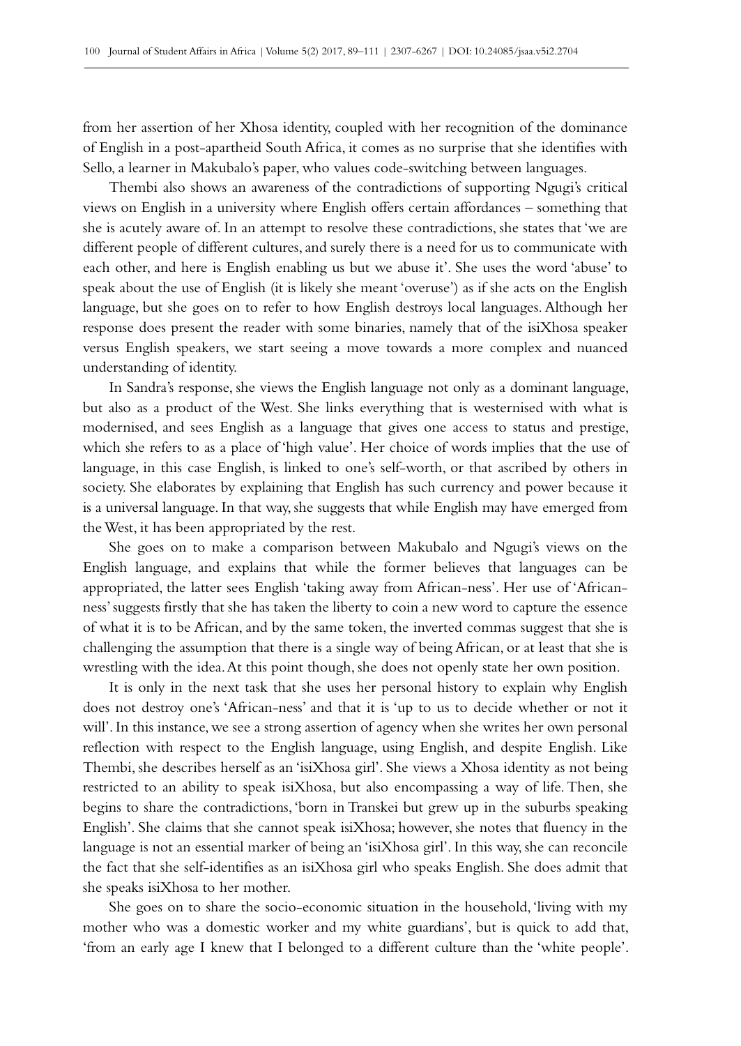from her assertion of her Xhosa identity, coupled with her recognition of the dominance of English in a post-apartheid South Africa, it comes as no surprise that she identifies with Sello, a learner in Makubalo's paper, who values code-switching between languages.

Thembi also shows an awareness of the contradictions of supporting Ngugi's critical views on English in a university where English offers certain affordances – something that she is acutely aware of. In an attempt to resolve these contradictions, she states that 'we are different people of different cultures, and surely there is a need for us to communicate with each other, and here is English enabling us but we abuse it'. She uses the word 'abuse' to speak about the use of English (it is likely she meant 'overuse') as if she acts on the English language, but she goes on to refer to how English destroys local languages. Although her response does present the reader with some binaries, namely that of the isiXhosa speaker versus English speakers, we start seeing a move towards a more complex and nuanced understanding of identity.

In Sandra's response, she views the English language not only as a dominant language, but also as a product of the West. She links everything that is westernised with what is modernised, and sees English as a language that gives one access to status and prestige, which she refers to as a place of 'high value'. Her choice of words implies that the use of language, in this case English, is linked to one's self-worth, or that ascribed by others in society. She elaborates by explaining that English has such currency and power because it is a universal language. In that way, she suggests that while English may have emerged from the West, it has been appropriated by the rest.

She goes on to make a comparison between Makubalo and Ngugi's views on the English language, and explains that while the former believes that languages can be appropriated, the latter sees English 'taking away from African-ness'. Her use of 'African-ness' suggests firstly that she has taken the liberty to coin a new word to capture the essence of what it is to be African, and by the same token, the inverted commas suggest that she is challenging the assumption that there is a single way of being African, or at least that she is wrestling with the idea. At this point though, she does not openly state her own position.

It is only in the next task that she uses her personal history to explain why English does not destroy one's 'African-ness' and that it is 'up to us to decide whether or not it will'. In this instance, we see a strong assertion of agency when she writes her own personal reflection with respect to the English language, using English, and despite English. Like Thembi, she describes herself as an 'isiXhosa girl'. She views a Xhosa identity as not being restricted to an ability to speak isiXhosa, but also encompassing a way of life. Then, she begins to share the contradictions, 'born in Transkei but grew up in the suburbs speaking English'. She claims that she cannot speak isiXhosa; however, she notes that fluency in the language is not an essential marker of being an 'isiXhosa girl'. In this way, she can reconcile the fact that she self-identifies as an isiXhosa girl who speaks English. She does admit that she speaks isiXhosa to her mother.

She goes on to share the socio-economic situation in the household, 'living with my mother who was a domestic worker and my white guardians', but is quick to add that, 'from an early age I knew that I belonged to a different culture than the 'white people'.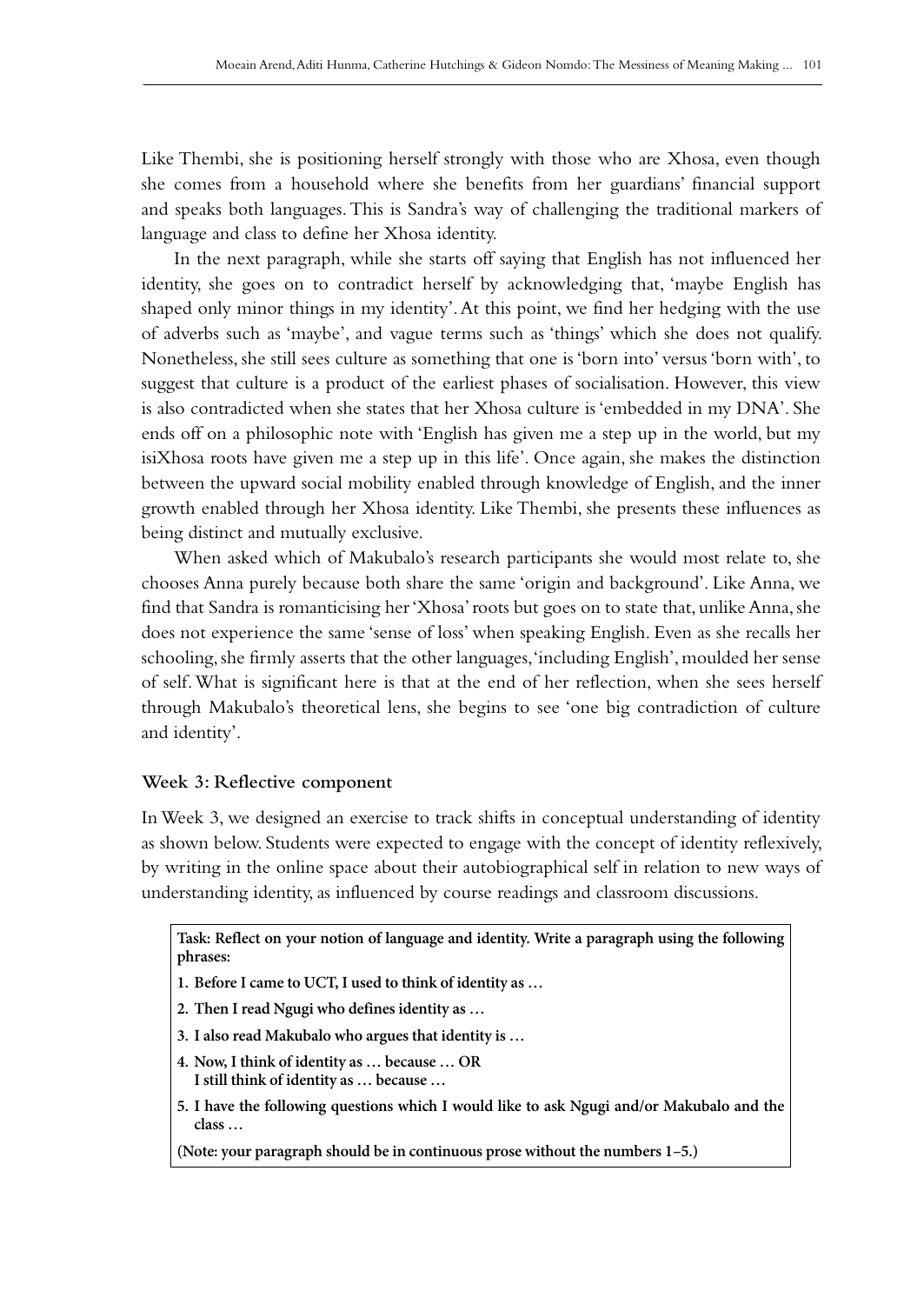Like Thembi, she is positioning herself strongly with those who are Xhosa, even though she comes from a household where she benefits from her guardians' financial support and speaks both languages. This is Sandra's way of challenging the traditional markers of language and class to define her Xhosa identity.

In the next paragraph, while she starts off saying that English has not influenced her identity, she goes on to contradict herself by acknowledging that, 'maybe English has shaped only minor things in my identity'. At this point, we find her hedging with the use of adverbs such as 'maybe', and vague terms such as 'things' which she does not qualify. Nonetheless, she still sees culture as something that one is 'born into' versus 'born with', to suggest that culture is a product of the earliest phases of socialisation. However, this view is also contradicted when she states that her Xhosa culture is 'embedded in my DNA'. She ends off on a philosophic note with 'English has given me a step up in the world, but my isiXhosa roots have given me a step up in this life'. Once again, she makes the distinction between the upward social mobility enabled through knowledge of English, and the inner growth enabled through her Xhosa identity. Like Thembi, she presents these influences as being distinct and mutually exclusive.

When asked which of Makubalo's research participants she would most relate to, she chooses Anna purely because both share the same 'origin and background'. Like Anna, we find that Sandra is romanticising her 'Xhosa' roots but goes on to state that, unlike Anna, she does not experience the same 'sense of loss' when speaking English. Even as she recalls her schooling, she firmly asserts that the other languages, 'including English', moulded her sense of self. What is significant here is that at the end of her reflection, when she sees herself through Makubalo's theoretical lens, she begins to see 'one big contradiction of culture and identity'.

### Week 3: Reflective component

In Week 3, we designed an exercise to track shifts in conceptual understanding of identity as shown below. Students were expected to engage with the concept of identity reflexively, by writing in the online space about their autobiographical self in relation to new ways of understanding identity, as influenced by course readings and classroom discussions.

> **Task: Reflect on your notion of language and identity. Write a paragraph using the following phrases:**
>
> **1. Before I came to UCT, I used to think of identity as …**
>
> **2. Then I read Ngugi who defines identity as …**
>
> **3. I also read Makubalo who argues that identity is …**
>
> **4. Now, I think of identity as … because … OR**
> **I still think of identity as … because …**
>
> **5. I have the following questions which I would like to ask Ngugi and/or Makubalo and the class …**
>
> **(Note: your paragraph should be in continuous prose without the numbers 1–5.)**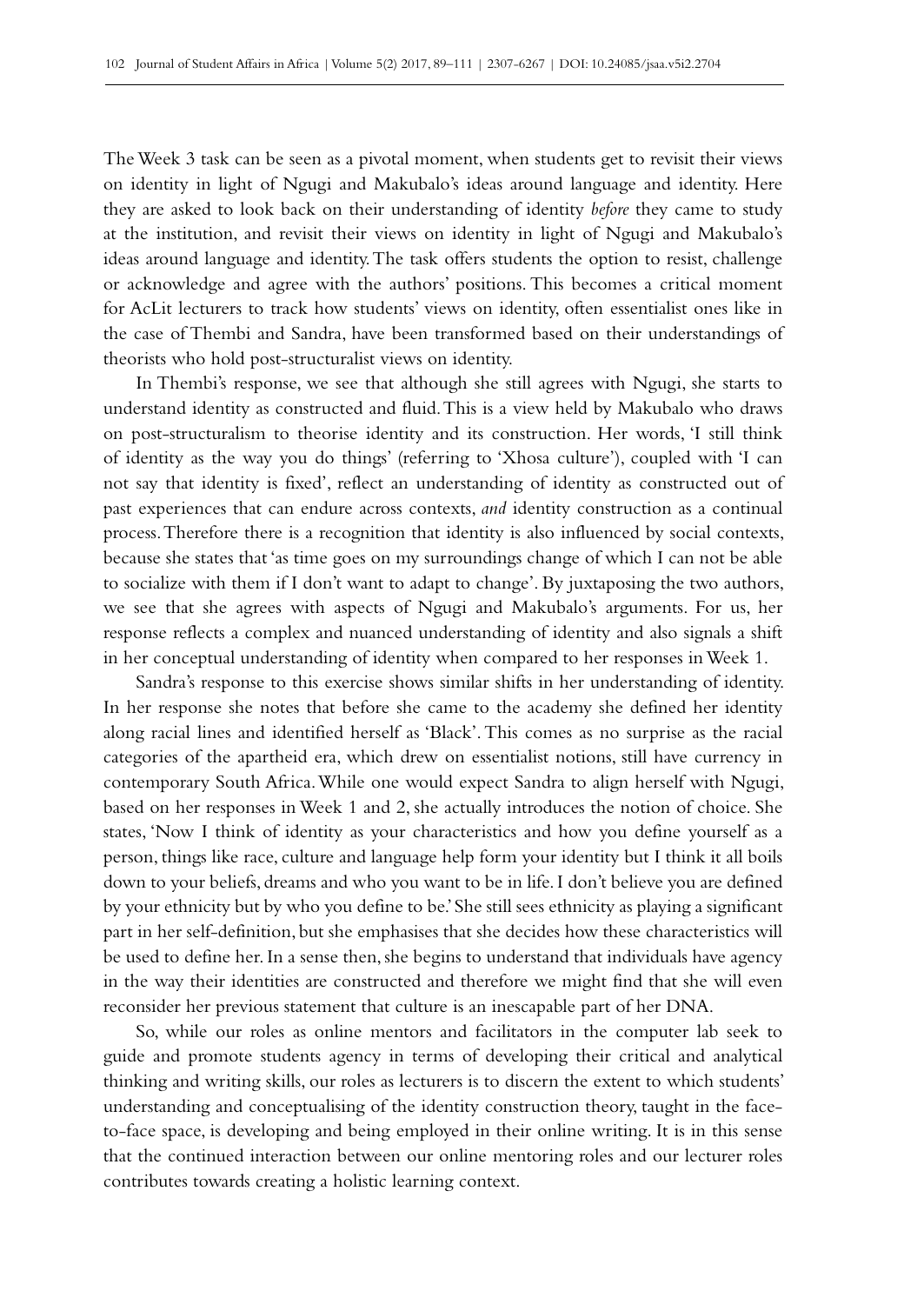The Week 3 task can be seen as a pivotal moment, when students get to revisit their views on identity in light of Ngugi and Makubalo's ideas around language and identity. Here they are asked to look back on their understanding of identity *before* they came to study at the institution, and revisit their views on identity in light of Ngugi and Makubalo's ideas around language and identity. The task offers students the option to resist, challenge or acknowledge and agree with the authors' positions. This becomes a critical moment for AcLit lecturers to track how students' views on identity, often essentialist ones like in the case of Thembi and Sandra, have been transformed based on their understandings of theorists who hold post-structuralist views on identity.

In Thembi's response, we see that although she still agrees with Ngugi, she starts to understand identity as constructed and fluid. This is a view held by Makubalo who draws on post-structuralism to theorise identity and its construction. Her words, 'I still think of identity as the way you do things' (referring to 'Xhosa culture'), coupled with 'I can not say that identity is fixed', reflect an understanding of identity as constructed out of past experiences that can endure across contexts, *and* identity construction as a continual process. Therefore there is a recognition that identity is also influenced by social contexts, because she states that 'as time goes on my surroundings change of which I can not be able to socialize with them if I don't want to adapt to change'. By juxtaposing the two authors, we see that she agrees with aspects of Ngugi and Makubalo's arguments. For us, her response reflects a complex and nuanced understanding of identity and also signals a shift in her conceptual understanding of identity when compared to her responses in Week 1.

Sandra's response to this exercise shows similar shifts in her understanding of identity. In her response she notes that before she came to the academy she defined her identity along racial lines and identified herself as 'Black'. This comes as no surprise as the racial categories of the apartheid era, which drew on essentialist notions, still have currency in contemporary South Africa. While one would expect Sandra to align herself with Ngugi, based on her responses in Week 1 and 2, she actually introduces the notion of choice. She states, 'Now I think of identity as your characteristics and how you define yourself as a person, things like race, culture and language help form your identity but I think it all boils down to your beliefs, dreams and who you want to be in life. I don't believe you are defined by your ethnicity but by who you define to be.' She still sees ethnicity as playing a significant part in her self-definition, but she emphasises that she decides how these characteristics will be used to define her. In a sense then, she begins to understand that individuals have agency in the way their identities are constructed and therefore we might find that she will even reconsider her previous statement that culture is an inescapable part of her DNA.

So, while our roles as online mentors and facilitators in the computer lab seek to guide and promote students agency in terms of developing their critical and analytical thinking and writing skills, our roles as lecturers is to discern the extent to which students' understanding and conceptualising of the identity construction theory, taught in the face-to-face space, is developing and being employed in their online writing. It is in this sense that the continued interaction between our online mentoring roles and our lecturer roles contributes towards creating a holistic learning context.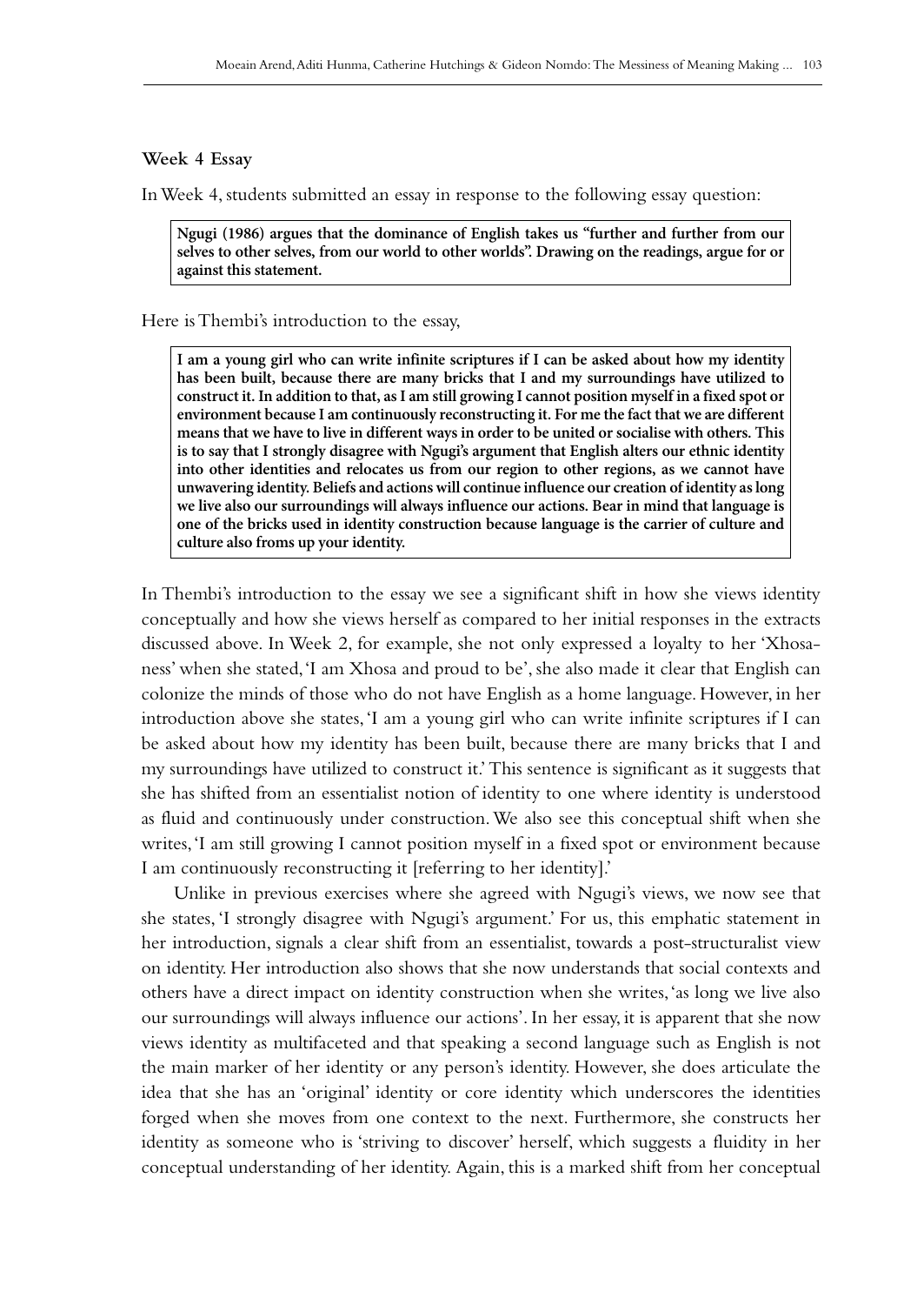### Week 4 Essay

In Week 4, students submitted an essay in response to the following essay question:

> **Ngugi (1986) argues that the dominance of English takes us "further and further from our selves to other selves, from our world to other worlds". Drawing on the readings, argue for or against this statement.**

Here is Thembi's introduction to the essay,

> **I am a young girl who can write infinite scriptures if I can be asked about how my identity has been built, because there are many bricks that I and my surroundings have utilized to construct it. In addition to that, as I am still growing I cannot position myself in a fixed spot or environment because I am continuously reconstructing it. For me the fact that we are different means that we have to live in different ways in order to be united or socialise with others. This is to say that I strongly disagree with Ngugi's argument that English alters our ethnic identity into other identities and relocates us from our region to other regions, as we cannot have unwavering identity. Beliefs and actions will continue influence our creation of identity as long we live also our surroundings will always influence our actions. Bear in mind that language is one of the bricks used in identity construction because language is the carrier of culture and culture also froms up your identity.**

In Thembi's introduction to the essay we see a significant shift in how she views identity conceptually and how she views herself as compared to her initial responses in the extracts discussed above. In Week 2, for example, she not only expressed a loyalty to her 'Xhosa-ness' when she stated, 'I am Xhosa and proud to be', she also made it clear that English can colonize the minds of those who do not have English as a home language. However, in her introduction above she states, 'I am a young girl who can write infinite scriptures if I can be asked about how my identity has been built, because there are many bricks that I and my surroundings have utilized to construct it.' This sentence is significant as it suggests that she has shifted from an essentialist notion of identity to one where identity is understood as fluid and continuously under construction. We also see this conceptual shift when she writes, 'I am still growing I cannot position myself in a fixed spot or environment because I am continuously reconstructing it [referring to her identity].'

Unlike in previous exercises where she agreed with Ngugi's views, we now see that she states, 'I strongly disagree with Ngugi's argument.' For us, this emphatic statement in her introduction, signals a clear shift from an essentialist, towards a post-structuralist view on identity. Her introduction also shows that she now understands that social contexts and others have a direct impact on identity construction when she writes, 'as long we live also our surroundings will always influence our actions'. In her essay, it is apparent that she now views identity as multifaceted and that speaking a second language such as English is not the main marker of her identity or any person's identity. However, she does articulate the idea that she has an 'original' identity or core identity which underscores the identities forged when she moves from one context to the next. Furthermore, she constructs her identity as someone who is 'striving to discover' herself, which suggests a fluidity in her conceptual understanding of her identity. Again, this is a marked shift from her conceptual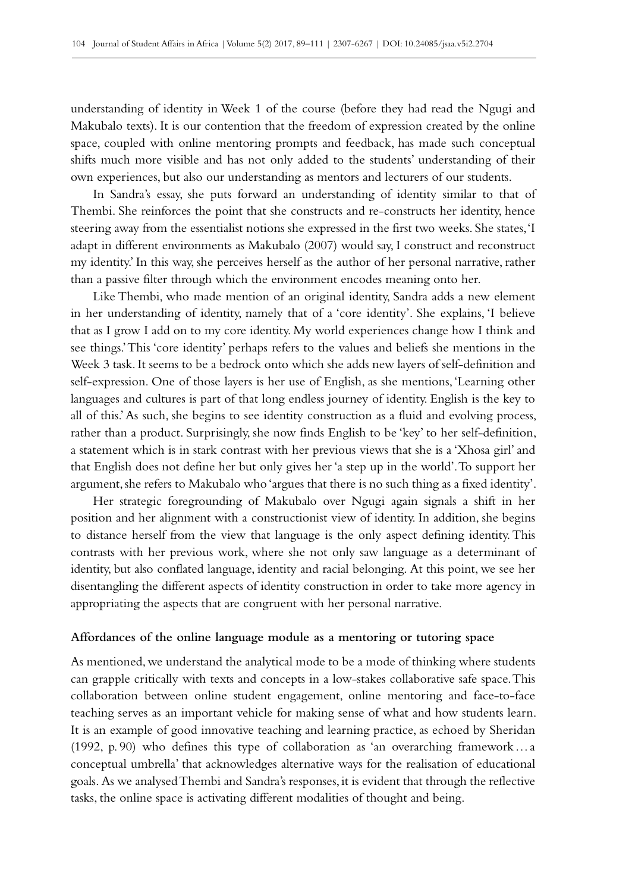understanding of identity in Week 1 of the course (before they had read the Ngugi and Makubalo texts). It is our contention that the freedom of expression created by the online space, coupled with online mentoring prompts and feedback, has made such conceptual shifts much more visible and has not only added to the students' understanding of their own experiences, but also our understanding as mentors and lecturers of our students.

In Sandra's essay, she puts forward an understanding of identity similar to that of Thembi. She reinforces the point that she constructs and re-constructs her identity, hence steering away from the essentialist notions she expressed in the first two weeks. She states, 'I adapt in different environments as Makubalo (2007) would say, I construct and reconstruct my identity.' In this way, she perceives herself as the author of her personal narrative, rather than a passive filter through which the environment encodes meaning onto her.

Like Thembi, who made mention of an original identity, Sandra adds a new element in her understanding of identity, namely that of a 'core identity'. She explains, 'I believe that as I grow I add on to my core identity. My world experiences change how I think and see things.' This 'core identity' perhaps refers to the values and beliefs she mentions in the Week 3 task. It seems to be a bedrock onto which she adds new layers of self-definition and self-expression. One of those layers is her use of English, as she mentions, 'Learning other languages and cultures is part of that long endless journey of identity. English is the key to all of this.' As such, she begins to see identity construction as a fluid and evolving process, rather than a product. Surprisingly, she now finds English to be 'key' to her self-definition, a statement which is in stark contrast with her previous views that she is a 'Xhosa girl' and that English does not define her but only gives her 'a step up in the world'. To support her argument, she refers to Makubalo who 'argues that there is no such thing as a fixed identity'.

Her strategic foregrounding of Makubalo over Ngugi again signals a shift in her position and her alignment with a constructionist view of identity. In addition, she begins to distance herself from the view that language is the only aspect defining identity. This contrasts with her previous work, where she not only saw language as a determinant of identity, but also conflated language, identity and racial belonging. At this point, we see her disentangling the different aspects of identity construction in order to take more agency in appropriating the aspects that are congruent with her personal narrative.

### Affordances of the online language module as a mentoring or tutoring space

As mentioned, we understand the analytical mode to be a mode of thinking where students can grapple critically with texts and concepts in a low-stakes collaborative safe space. This collaboration between online student engagement, online mentoring and face-to-face teaching serves as an important vehicle for making sense of what and how students learn. It is an example of good innovative teaching and learning practice, as echoed by Sheridan (1992, p. 90) who defines this type of collaboration as 'an overarching framework … a conceptual umbrella' that acknowledges alternative ways for the realisation of educational goals. As we analysed Thembi and Sandra's responses, it is evident that through the reflective tasks, the online space is activating different modalities of thought and being.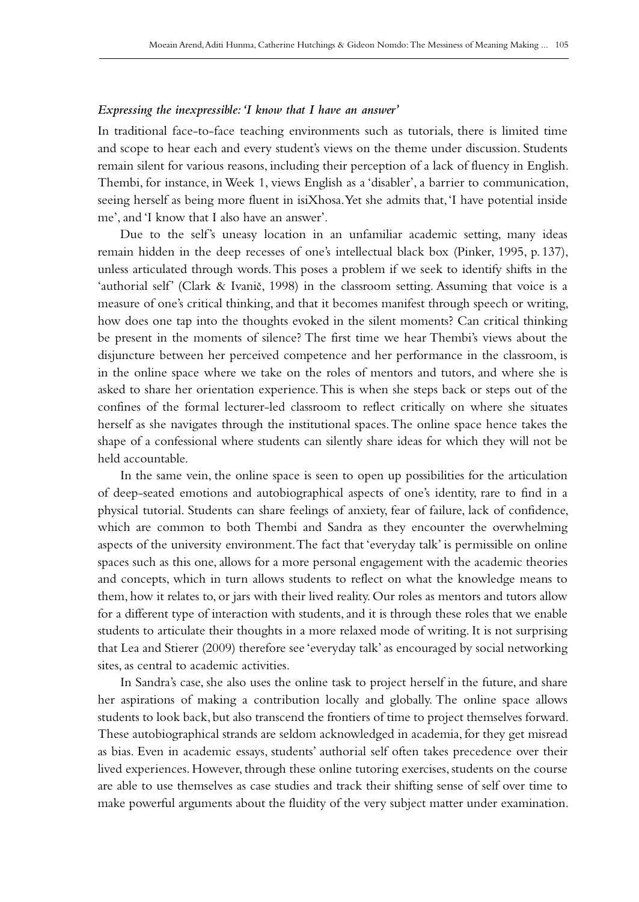### *Expressing the inexpressible: 'I know that I have an answer'*

In traditional face-to-face teaching environments such as tutorials, there is limited time and scope to hear each and every student's views on the theme under discussion. Students remain silent for various reasons, including their perception of a lack of fluency in English. Thembi, for instance, in Week 1, views English as a 'disabler', a barrier to communication, seeing herself as being more fluent in isiXhosa. Yet she admits that, 'I have potential inside me', and 'I know that I also have an answer'.

Due to the self's uneasy location in an unfamiliar academic setting, many ideas remain hidden in the deep recesses of one's intellectual black box (Pinker, 1995, p. 137), unless articulated through words. This poses a problem if we seek to identify shifts in the 'authorial self' (Clark & Ivanič, 1998) in the classroom setting. Assuming that voice is a measure of one's critical thinking, and that it becomes manifest through speech or writing, how does one tap into the thoughts evoked in the silent moments? Can critical thinking be present in the moments of silence? The first time we hear Thembi's views about the disjuncture between her perceived competence and her performance in the classroom, is in the online space where we take on the roles of mentors and tutors, and where she is asked to share her orientation experience. This is when she steps back or steps out of the confines of the formal lecturer-led classroom to reflect critically on where she situates herself as she navigates through the institutional spaces. The online space hence takes the shape of a confessional where students can silently share ideas for which they will not be held accountable.

In the same vein, the online space is seen to open up possibilities for the articulation of deep-seated emotions and autobiographical aspects of one's identity, rare to find in a physical tutorial. Students can share feelings of anxiety, fear of failure, lack of confidence, which are common to both Thembi and Sandra as they encounter the overwhelming aspects of the university environment. The fact that 'everyday talk' is permissible on online spaces such as this one, allows for a more personal engagement with the academic theories and concepts, which in turn allows students to reflect on what the knowledge means to them, how it relates to, or jars with their lived reality. Our roles as mentors and tutors allow for a different type of interaction with students, and it is through these roles that we enable students to articulate their thoughts in a more relaxed mode of writing. It is not surprising that Lea and Stierer (2009) therefore see 'everyday talk' as encouraged by social networking sites, as central to academic activities.

In Sandra's case, she also uses the online task to project herself in the future, and share her aspirations of making a contribution locally and globally. The online space allows students to look back, but also transcend the frontiers of time to project themselves forward. These autobiographical strands are seldom acknowledged in academia, for they get misread as bias. Even in academic essays, students' authorial self often takes precedence over their lived experiences. However, through these online tutoring exercises, students on the course are able to use themselves as case studies and track their shifting sense of self over time to make powerful arguments about the fluidity of the very subject matter under examination.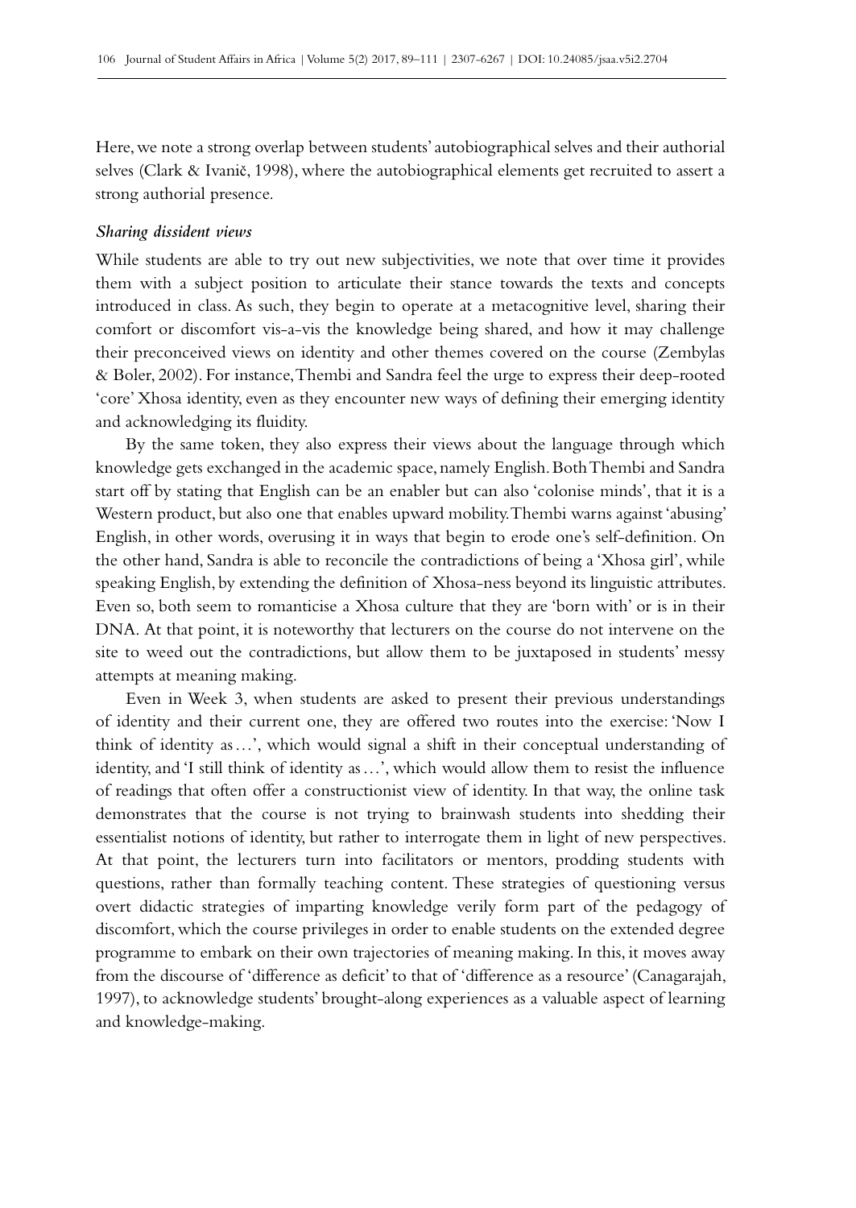Here, we note a strong overlap between students' autobiographical selves and their authorial selves (Clark & Ivanič, 1998), where the autobiographical elements get recruited to assert a strong authorial presence.

### *Sharing dissident views*

While students are able to try out new subjectivities, we note that over time it provides them with a subject position to articulate their stance towards the texts and concepts introduced in class. As such, they begin to operate at a metacognitive level, sharing their comfort or discomfort vis-a-vis the knowledge being shared, and how it may challenge their preconceived views on identity and other themes covered on the course (Zembylas & Boler, 2002). For instance, Thembi and Sandra feel the urge to express their deep-rooted 'core' Xhosa identity, even as they encounter new ways of defining their emerging identity and acknowledging its fluidity.

By the same token, they also express their views about the language through which knowledge gets exchanged in the academic space, namely English. Both Thembi and Sandra start off by stating that English can be an enabler but can also 'colonise minds', that it is a Western product, but also one that enables upward mobility. Thembi warns against 'abusing' English, in other words, overusing it in ways that begin to erode one's self-definition. On the other hand, Sandra is able to reconcile the contradictions of being a 'Xhosa girl', while speaking English, by extending the definition of Xhosa-ness beyond its linguistic attributes. Even so, both seem to romanticise a Xhosa culture that they are 'born with' or is in their DNA. At that point, it is noteworthy that lecturers on the course do not intervene on the site to weed out the contradictions, but allow them to be juxtaposed in students' messy attempts at meaning making.

Even in Week 3, when students are asked to present their previous understandings of identity and their current one, they are offered two routes into the exercise: 'Now I think of identity as…', which would signal a shift in their conceptual understanding of identity, and 'I still think of identity as…', which would allow them to resist the influence of readings that often offer a constructionist view of identity. In that way, the online task demonstrates that the course is not trying to brainwash students into shedding their essentialist notions of identity, but rather to interrogate them in light of new perspectives. At that point, the lecturers turn into facilitators or mentors, prodding students with questions, rather than formally teaching content. These strategies of questioning versus overt didactic strategies of imparting knowledge verily form part of the pedagogy of discomfort, which the course privileges in order to enable students on the extended degree programme to embark on their own trajectories of meaning making. In this, it moves away from the discourse of 'difference as deficit' to that of 'difference as a resource' (Canagarajah, 1997), to acknowledge students' brought-along experiences as a valuable aspect of learning and knowledge-making.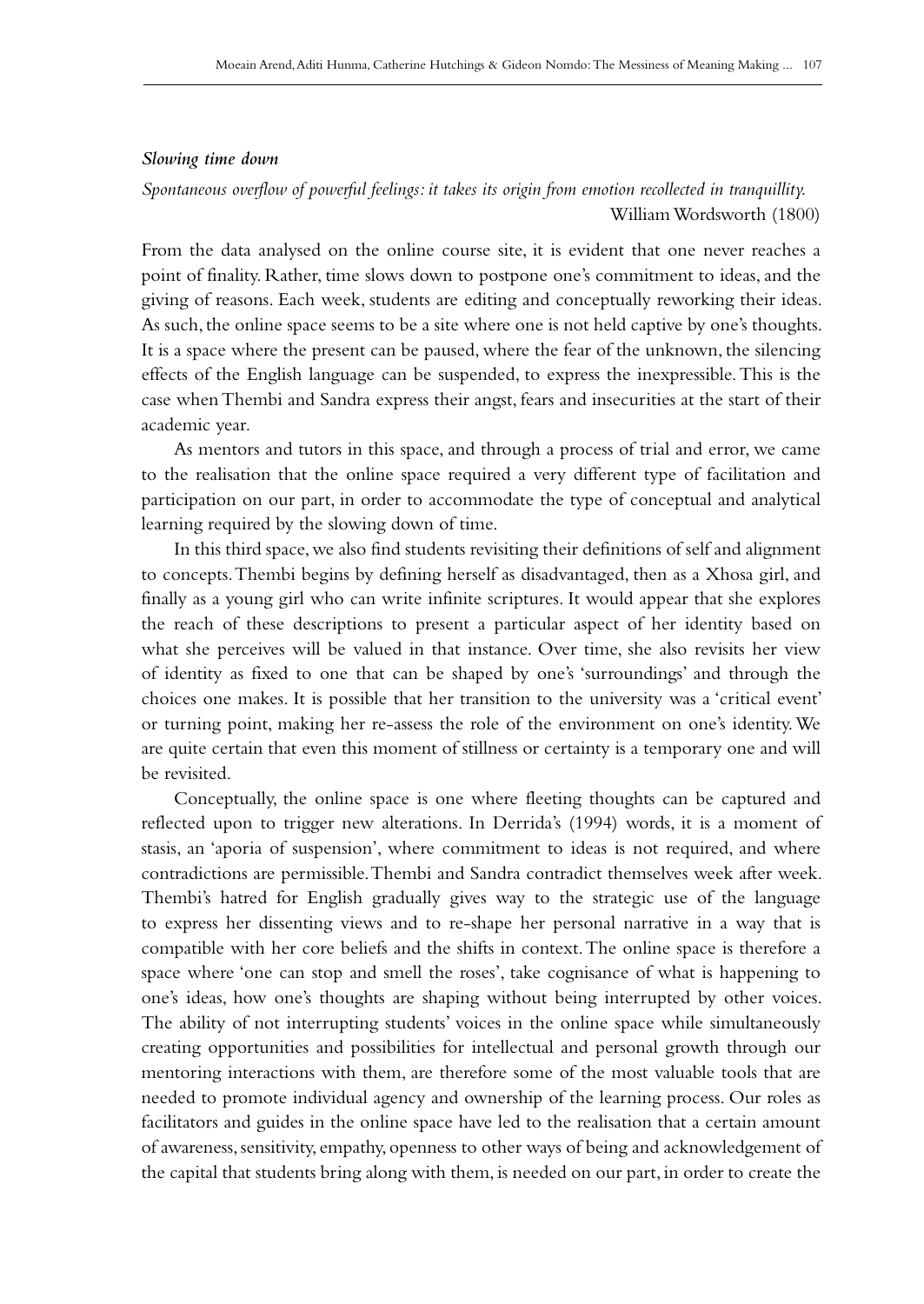### *Slowing time down*

*Spontaneous overflow of powerful feelings: it takes its origin from emotion recollected in tranquillity.*
William Wordsworth (1800)

From the data analysed on the online course site, it is evident that one never reaches a point of finality. Rather, time slows down to postpone one's commitment to ideas, and the giving of reasons. Each week, students are editing and conceptually reworking their ideas. As such, the online space seems to be a site where one is not held captive by one's thoughts. It is a space where the present can be paused, where the fear of the unknown, the silencing effects of the English language can be suspended, to express the inexpressible. This is the case when Thembi and Sandra express their angst, fears and insecurities at the start of their academic year.

As mentors and tutors in this space, and through a process of trial and error, we came to the realisation that the online space required a very different type of facilitation and participation on our part, in order to accommodate the type of conceptual and analytical learning required by the slowing down of time.

In this third space, we also find students revisiting their definitions of self and alignment to concepts. Thembi begins by defining herself as disadvantaged, then as a Xhosa girl, and finally as a young girl who can write infinite scriptures. It would appear that she explores the reach of these descriptions to present a particular aspect of her identity based on what she perceives will be valued in that instance. Over time, she also revisits her view of identity as fixed to one that can be shaped by one's 'surroundings' and through the choices one makes. It is possible that her transition to the university was a 'critical event' or turning point, making her re-assess the role of the environment on one's identity. We are quite certain that even this moment of stillness or certainty is a temporary one and will be revisited.

Conceptually, the online space is one where fleeting thoughts can be captured and reflected upon to trigger new alterations. In Derrida's (1994) words, it is a moment of stasis, an 'aporia of suspension', where commitment to ideas is not required, and where contradictions are permissible. Thembi and Sandra contradict themselves week after week. Thembi's hatred for English gradually gives way to the strategic use of the language to express her dissenting views and to re-shape her personal narrative in a way that is compatible with her core beliefs and the shifts in context. The online space is therefore a space where 'one can stop and smell the roses', take cognisance of what is happening to one's ideas, how one's thoughts are shaping without being interrupted by other voices. The ability of not interrupting students' voices in the online space while simultaneously creating opportunities and possibilities for intellectual and personal growth through our mentoring interactions with them, are therefore some of the most valuable tools that are needed to promote individual agency and ownership of the learning process. Our roles as facilitators and guides in the online space have led to the realisation that a certain amount of awareness, sensitivity, empathy, openness to other ways of being and acknowledgement of the capital that students bring along with them, is needed on our part, in order to create the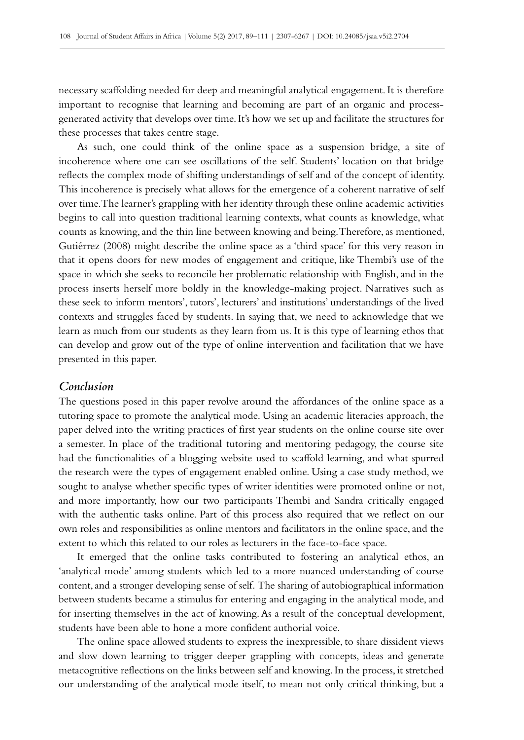necessary scaffolding needed for deep and meaningful analytical engagement. It is therefore important to recognise that learning and becoming are part of an organic and process-generated activity that develops over time. It's how we set up and facilitate the structures for these processes that takes centre stage.

As such, one could think of the online space as a suspension bridge, a site of incoherence where one can see oscillations of the self. Students' location on that bridge reflects the complex mode of shifting understandings of self and of the concept of identity. This incoherence is precisely what allows for the emergence of a coherent narrative of self over time. The learner's grappling with her identity through these online academic activities begins to call into question traditional learning contexts, what counts as knowledge, what counts as knowing, and the thin line between knowing and being. Therefore, as mentioned, Gutiérrez (2008) might describe the online space as a 'third space' for this very reason in that it opens doors for new modes of engagement and critique, like Thembi's use of the space in which she seeks to reconcile her problematic relationship with English, and in the process inserts herself more boldly in the knowledge-making project. Narratives such as these seek to inform mentors', tutors', lecturers' and institutions' understandings of the lived contexts and struggles faced by students. In saying that, we need to acknowledge that we learn as much from our students as they learn from us. It is this type of learning ethos that can develop and grow out of the type of online intervention and facilitation that we have presented in this paper.

## *Conclusion*

The questions posed in this paper revolve around the affordances of the online space as a tutoring space to promote the analytical mode. Using an academic literacies approach, the paper delved into the writing practices of first year students on the online course site over a semester. In place of the traditional tutoring and mentoring pedagogy, the course site had the functionalities of a blogging website used to scaffold learning, and what spurred the research were the types of engagement enabled online. Using a case study method, we sought to analyse whether specific types of writer identities were promoted online or not, and more importantly, how our two participants Thembi and Sandra critically engaged with the authentic tasks online. Part of this process also required that we reflect on our own roles and responsibilities as online mentors and facilitators in the online space, and the extent to which this related to our roles as lecturers in the face-to-face space.

It emerged that the online tasks contributed to fostering an analytical ethos, an 'analytical mode' among students which led to a more nuanced understanding of course content, and a stronger developing sense of self. The sharing of autobiographical information between students became a stimulus for entering and engaging in the analytical mode, and for inserting themselves in the act of knowing. As a result of the conceptual development, students have been able to hone a more confident authorial voice.

The online space allowed students to express the inexpressible, to share dissident views and slow down learning to trigger deeper grappling with concepts, ideas and generate metacognitive reflections on the links between self and knowing. In the process, it stretched our understanding of the analytical mode itself, to mean not only critical thinking, but a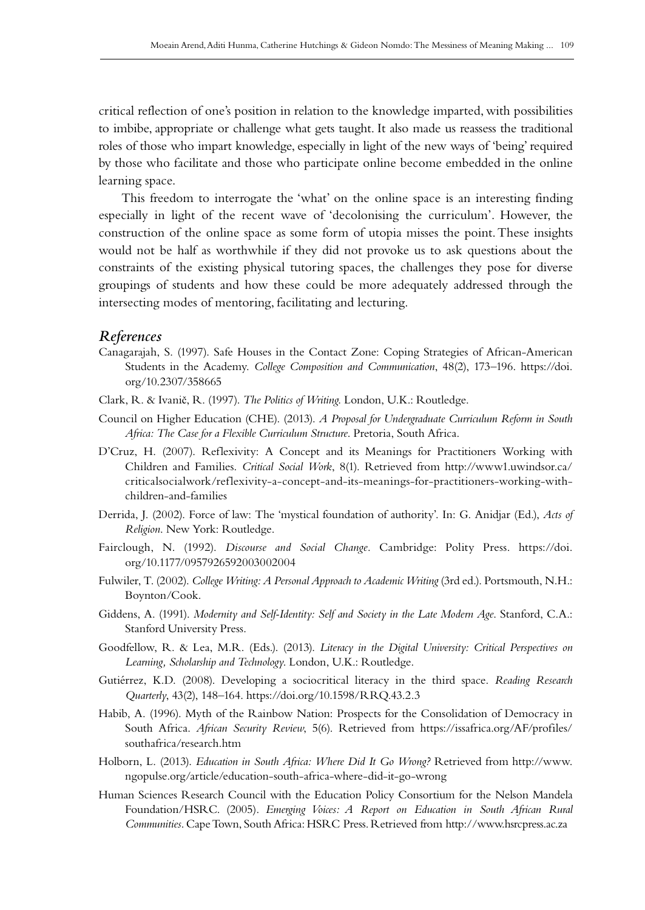critical reflection of one's position in relation to the knowledge imparted, with possibilities to imbibe, appropriate or challenge what gets taught. It also made us reassess the traditional roles of those who impart knowledge, especially in light of the new ways of 'being' required by those who facilitate and those who participate online become embedded in the online learning space.

This freedom to interrogate the 'what' on the online space is an interesting finding especially in light of the recent wave of 'decolonising the curriculum'. However, the construction of the online space as some form of utopia misses the point. These insights would not be half as worthwhile if they did not provoke us to ask questions about the constraints of the existing physical tutoring spaces, the challenges they pose for diverse groupings of students and how these could be more adequately addressed through the intersecting modes of mentoring, facilitating and lecturing.

## *References*

Canagarajah, S. (1997). Safe Houses in the Contact Zone: Coping Strategies of African-American Students in the Academy. *College Composition and Communication*, 48(2), 173–196. https://doi.org/10.2307/358665

Clark, R. & Ivanič, R. (1997). *The Politics of Writing*. London, U.K.: Routledge.

Council on Higher Education (CHE). (2013). *A Proposal for Undergraduate Curriculum Reform in South Africa: The Case for a Flexible Curriculum Structure*. Pretoria, South Africa.

D'Cruz, H. (2007). Reflexivity: A Concept and its Meanings for Practitioners Working with Children and Families. *Critical Social Work*, 8(1). Retrieved from http://www1.uwindsor.ca/criticalsocialwork/reflexivity-a-concept-and-its-meanings-for-practitioners-working-with-children-and-families

Derrida, J. (2002). Force of law: The 'mystical foundation of authority'. In: G. Anidjar (Ed.), *Acts of Religion*. New York: Routledge.

Fairclough, N. (1992). *Discourse and Social Change*. Cambridge: Polity Press. https://doi.org/10.1177/0957926592003002004

Fulwiler, T. (2002). *College Writing: A Personal Approach to Academic Writing* (3rd ed.). Portsmouth, N.H.: Boynton/Cook.

Giddens, A. (1991). *Modernity and Self-Identity: Self and Society in the Late Modern Age*. Stanford, C.A.: Stanford University Press.

Goodfellow, R. & Lea, M.R. (Eds.). (2013). *Literacy in the Digital University: Critical Perspectives on Learning, Scholarship and Technology*. London, U.K.: Routledge.

Gutiérrez, K.D. (2008). Developing a sociocritical literacy in the third space. *Reading Research Quarterly*, 43(2), 148–164. https://doi.org/10.1598/RRQ.43.2.3

Habib, A. (1996). Myth of the Rainbow Nation: Prospects for the Consolidation of Democracy in South Africa. *African Security Review*, 5(6). Retrieved from https://issafrica.org/AF/profiles/southafrica/research.htm

Holborn, L. (2013). *Education in South Africa: Where Did It Go Wrong?* Retrieved from http://www.ngopulse.org/article/education-south-africa-where-did-it-go-wrong

Human Sciences Research Council with the Education Policy Consortium for the Nelson Mandela Foundation/HSRC. (2005). *Emerging Voices: A Report on Education in South African Rural Communities*. Cape Town, South Africa: HSRC Press. Retrieved from http://www.hsrcpress.ac.za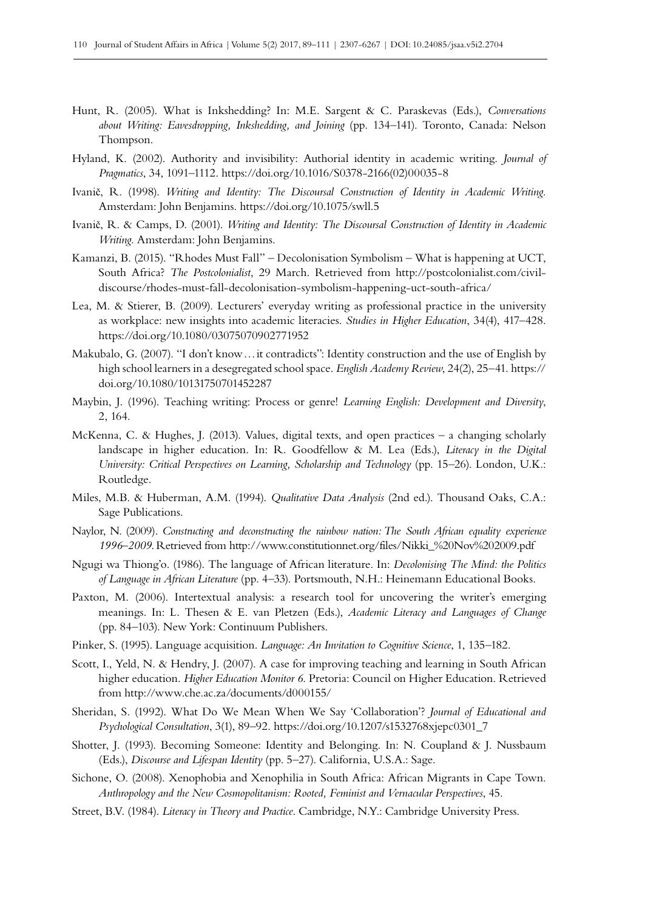Hunt, R. (2005). What is Inkshedding? In: M.E. Sargent & C. Paraskevas (Eds.), *Conversations about Writing: Eavesdropping, Inkshedding, and Joining* (pp. 134–141). Toronto, Canada: Nelson Thompson.

Hyland, K. (2002). Authority and invisibility: Authorial identity in academic writing. *Journal of Pragmatics*, 34, 1091–1112. https://doi.org/10.1016/S0378-2166(02)00035-8

Ivanič, R. (1998). *Writing and Identity: The Discoursal Construction of Identity in Academic Writing.* Amsterdam: John Benjamins. https://doi.org/10.1075/swll.5

Ivanič, R. & Camps, D. (2001). *Writing and Identity: The Discoursal Construction of Identity in Academic Writing.* Amsterdam: John Benjamins.

Kamanzi, B. (2015). "Rhodes Must Fall" – Decolonisation Symbolism – What is happening at UCT, South Africa? *The Postcolonialist*, 29 March. Retrieved from http://postcolonialist.com/civil-discourse/rhodes-must-fall-decolonisation-symbolism-happening-uct-south-africa/

Lea, M. & Stierer, B. (2009). Lecturers' everyday writing as professional practice in the university as workplace: new insights into academic literacies. *Studies in Higher Education*, 34(4), 417–428. https://doi.org/10.1080/03075070902771952

Makubalo, G. (2007). "I don't know…it contradicts": Identity construction and the use of English by high school learners in a desegregated school space. *English Academy Review*, 24(2), 25–41. https://doi.org/10.1080/10131750701452287

Maybin, J. (1996). Teaching writing: Process or genre! *Learning English: Development and Diversity*, 2, 164.

McKenna, C. & Hughes, J. (2013). Values, digital texts, and open practices – a changing scholarly landscape in higher education. In: R. Goodfellow & M. Lea (Eds.), *Literacy in the Digital University: Critical Perspectives on Learning, Scholarship and Technology* (pp. 15–26). London, U.K.: Routledge.

Miles, M.B. & Huberman, A.M. (1994). *Qualitative Data Analysis* (2nd ed.). Thousand Oaks, C.A.: Sage Publications.

Naylor, N. (2009). *Constructing and deconstructing the rainbow nation: The South African equality experience 1996–2009.* Retrieved from http://www.constitutionnet.org/files/Nikki_%20Nov%202009.pdf

Ngugi wa Thiong'o. (1986). The language of African literature. In: *Decolonising The Mind: the Politics of Language in African Literature* (pp. 4–33). Portsmouth, N.H.: Heinemann Educational Books.

Paxton, M. (2006). Intertextual analysis: a research tool for uncovering the writer's emerging meanings. In: L. Thesen & E. van Pletzen (Eds.), *Academic Literacy and Languages of Change* (pp. 84–103). New York: Continuum Publishers.

Pinker, S. (1995). Language acquisition. *Language: An Invitation to Cognitive Science*, 1, 135–182.

Scott, I., Yeld, N. & Hendry, J. (2007). A case for improving teaching and learning in South African higher education. *Higher Education Monitor 6.* Pretoria: Council on Higher Education. Retrieved from http://www.che.ac.za/documents/d000155/

Sheridan, S. (1992). What Do We Mean When We Say 'Collaboration'? *Journal of Educational and Psychological Consultation*, 3(1), 89–92. https://doi.org/10.1207/s1532768xjepc0301_7

Shotter, J. (1993). Becoming Someone: Identity and Belonging. In: N. Coupland & J. Nussbaum (Eds.), *Discourse and Lifespan Identity* (pp. 5–27). California, U.S.A.: Sage.

Sichone, O. (2008). Xenophobia and Xenophilia in South Africa: African Migrants in Cape Town. *Anthropology and the New Cosmopolitanism: Rooted, Feminist and Vernacular Perspectives*, 45.

Street, B.V. (1984). *Literacy in Theory and Practice*. Cambridge, N.Y.: Cambridge University Press.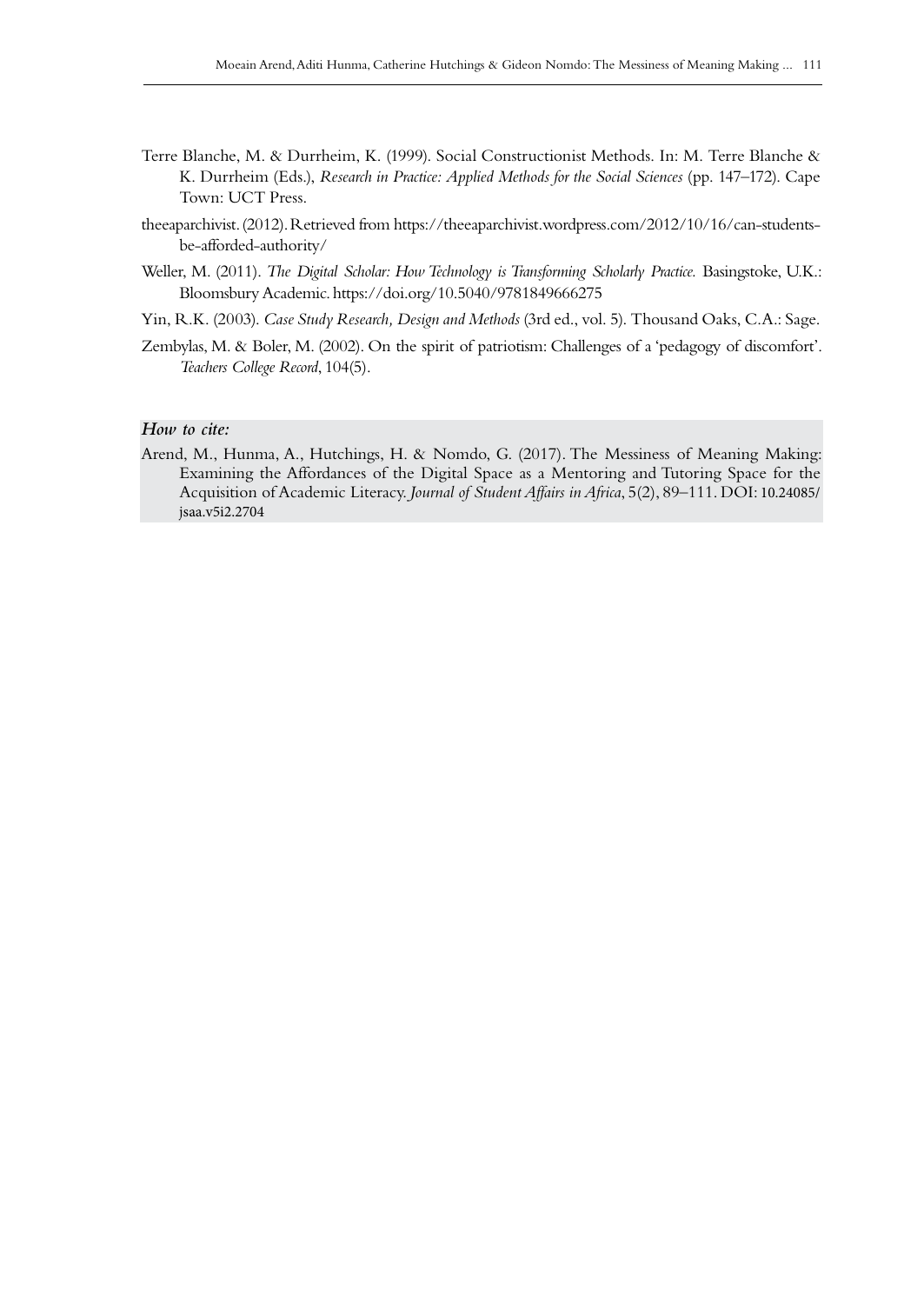Terre Blanche, M. & Durrheim, K. (1999). Social Constructionist Methods. In: M. Terre Blanche & K. Durrheim (Eds.), *Research in Practice: Applied Methods for the Social Sciences* (pp. 147–172). Cape Town: UCT Press.

theeaparchivist. (2012). Retrieved from https://theeaparchivist.wordpress.com/2012/10/16/can-students-be-afforded-authority/

Weller, M. (2011). *The Digital Scholar: How Technology is Transforming Scholarly Practice.* Basingstoke, U.K.: Bloomsbury Academic. https://doi.org/10.5040/9781849666275

Yin, R.K. (2003). *Case Study Research, Design and Methods* (3rd ed., vol. 5). Thousand Oaks, C.A.: Sage.

Zembylas, M. & Boler, M. (2002). On the spirit of patriotism: Challenges of a 'pedagogy of discomfort'. *Teachers College Record*, 104(5).

***How to cite:***

Arend, M., Hunma, A., Hutchings, H. & Nomdo, G. (2017). The Messiness of Meaning Making: Examining the Affordances of the Digital Space as a Mentoring and Tutoring Space for the Acquisition of Academic Literacy. *Journal of Student Affairs in Africa*, 5(2), 89–111. DOI: 10.24085/jsaa.v5i2.2704